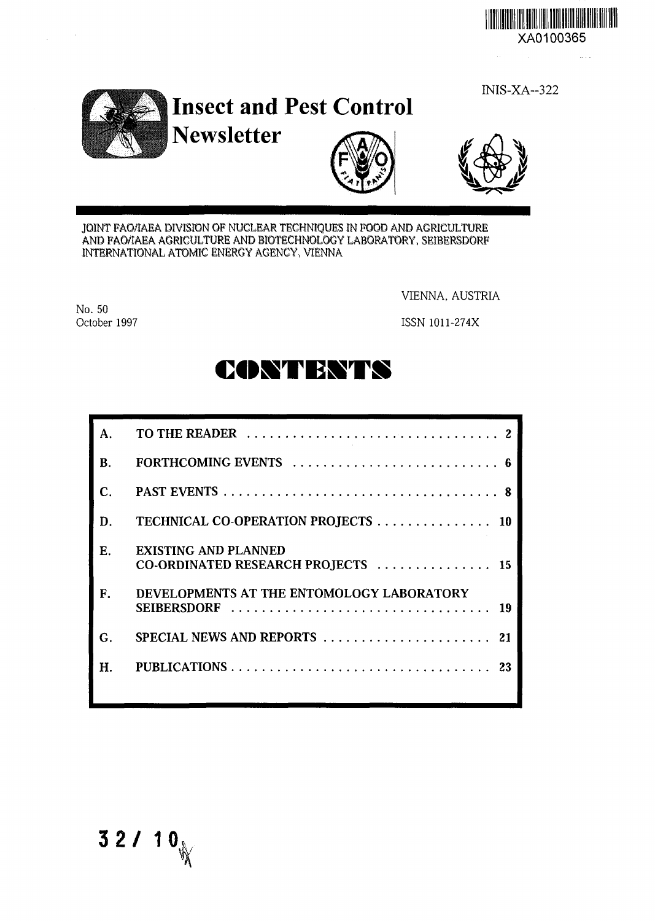XA0100365

INIS-XA--322

# Insect and Pest Control Newsletter

JOINT FAO/IAEA DIVISION OF NUCLEAR TECHNIQUES IN FOOD AND AGRICULTURE
AND FAO/IAEA AGRICULTURE AND BIOTECHNOLOGY LABORATORY, SEIBERSDORF
INTERNATIONAL ATOMIC ENERGY AGENCY, VIENNA

VIENNA, AUSTRIA

No. 50
October 1997

ISSN 1011-274X

# CONTENTS

| | | |
|---|---|---|
| A. | TO THE READER | 2 |
| B. | FORTHCOMING EVENTS | 6 |
| C. | PAST EVENTS | 8 |
| D. | TECHNICAL CO-OPERATION PROJECTS | 10 |
| E. | EXISTING AND PLANNED CO-ORDINATED RESEARCH PROJECTS | 15 |
| F. | DEVELOPMENTS AT THE ENTOMOLOGY LABORATORY SEIBERSDORF | 19 |
| G. | SPECIAL NEWS AND REPORTS | 21 |
| H. | PUBLICATIONS | 23 |

32 / 10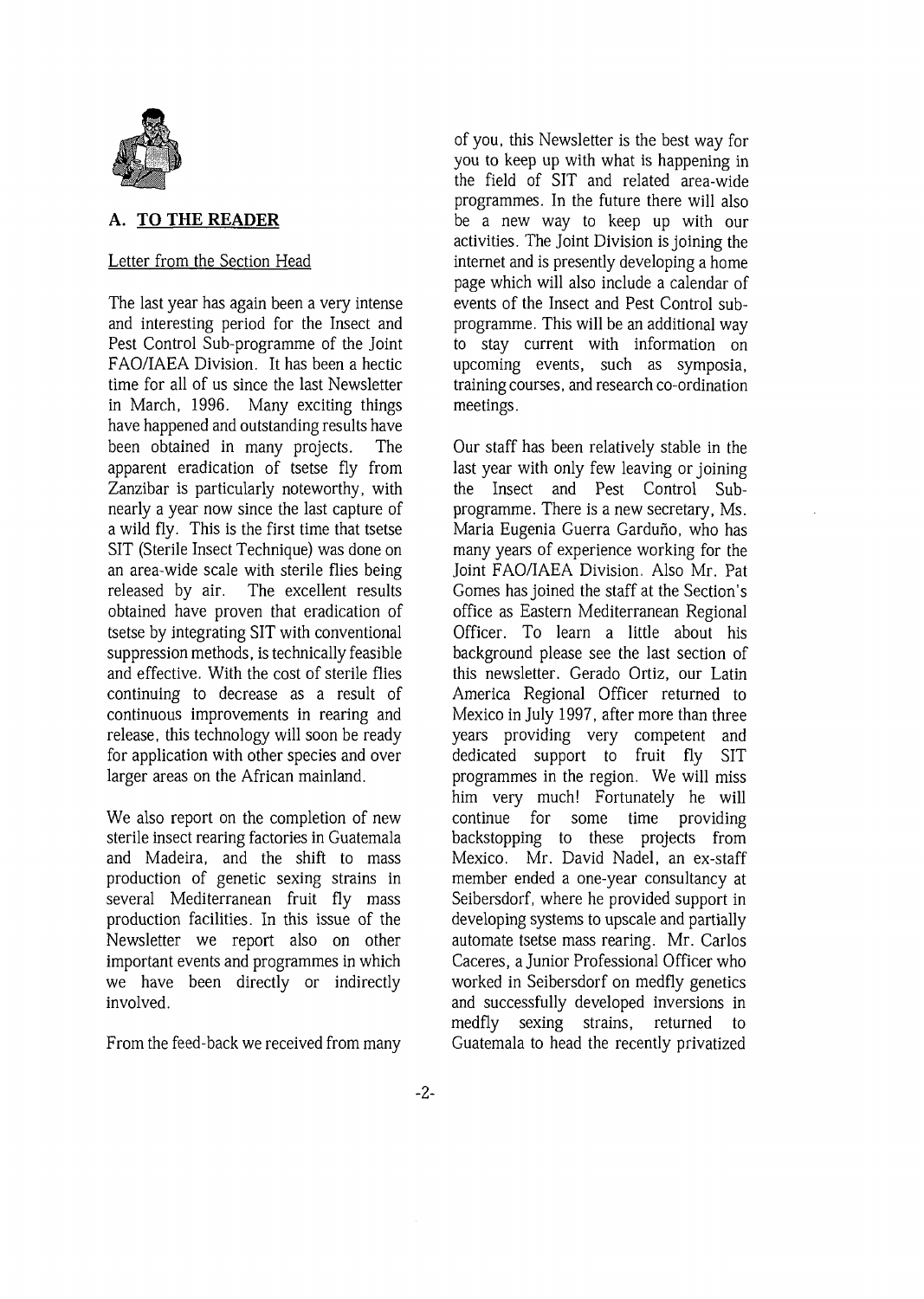## A. TO THE READER

Letter from the Section Head

The last year has again been a very intense and interesting period for the Insect and Pest Control Sub-programme of the Joint FAO/IAEA Division. It has been a hectic time for all of us since the last Newsletter in March, 1996. Many exciting things have happened and outstanding results have been obtained in many projects. The apparent eradication of tsetse fly from Zanzibar is particularly noteworthy, with nearly a year now since the last capture of a wild fly. This is the first time that tsetse SIT (Sterile Insect Technique) was done on an area-wide scale with sterile flies being released by air. The excellent results obtained have proven that eradication of tsetse by integrating SIT with conventional suppression methods, is technically feasible and effective. With the cost of sterile flies continuing to decrease as a result of continuous improvements in rearing and release, this technology will soon be ready for application with other species and over larger areas on the African mainland.

We also report on the completion of new sterile insect rearing factories in Guatemala and Madeira, and the shift to mass production of genetic sexing strains in several Mediterranean fruit fly mass production facilities. In this issue of the Newsletter we report also on other important events and programmes in which we have been directly or indirectly involved.

From the feed-back we received from many of you, this Newsletter is the best way for you to keep up with what is happening in the field of SIT and related area-wide programmes. In the future there will also be a new way to keep up with our activities. The Joint Division is joining the internet and is presently developing a home page which will also include a calendar of events of the Insect and Pest Control sub-programme. This will be an additional way to stay current with information on upcoming events, such as symposia, training courses, and research co-ordination meetings.

Our staff has been relatively stable in the last year with only few leaving or joining the Insect and Pest Control Sub-programme. There is a new secretary, Ms. Maria Eugenia Guerra Garduño, who has many years of experience working for the Joint FAO/IAEA Division. Also Mr. Pat Gomes has joined the staff at the Section's office as Eastern Mediterranean Regional Officer. To learn a little about his background please see the last section of this newsletter. Gerado Ortiz, our Latin America Regional Officer returned to Mexico in July 1997, after more than three years providing very competent and dedicated support to fruit fly SIT programmes in the region. We will miss him very much! Fortunately he will continue for some time providing backstopping to these projects from Mexico. Mr. David Nadel, an ex-staff member ended a one-year consultancy at Seibersdorf, where he provided support in developing systems to upscale and partially automate tsetse mass rearing. Mr. Carlos Caceres, a Junior Professional Officer who worked in Seibersdorf on medfly genetics and successfully developed inversions in medfly sexing strains, returned to Guatemala to head the recently privatized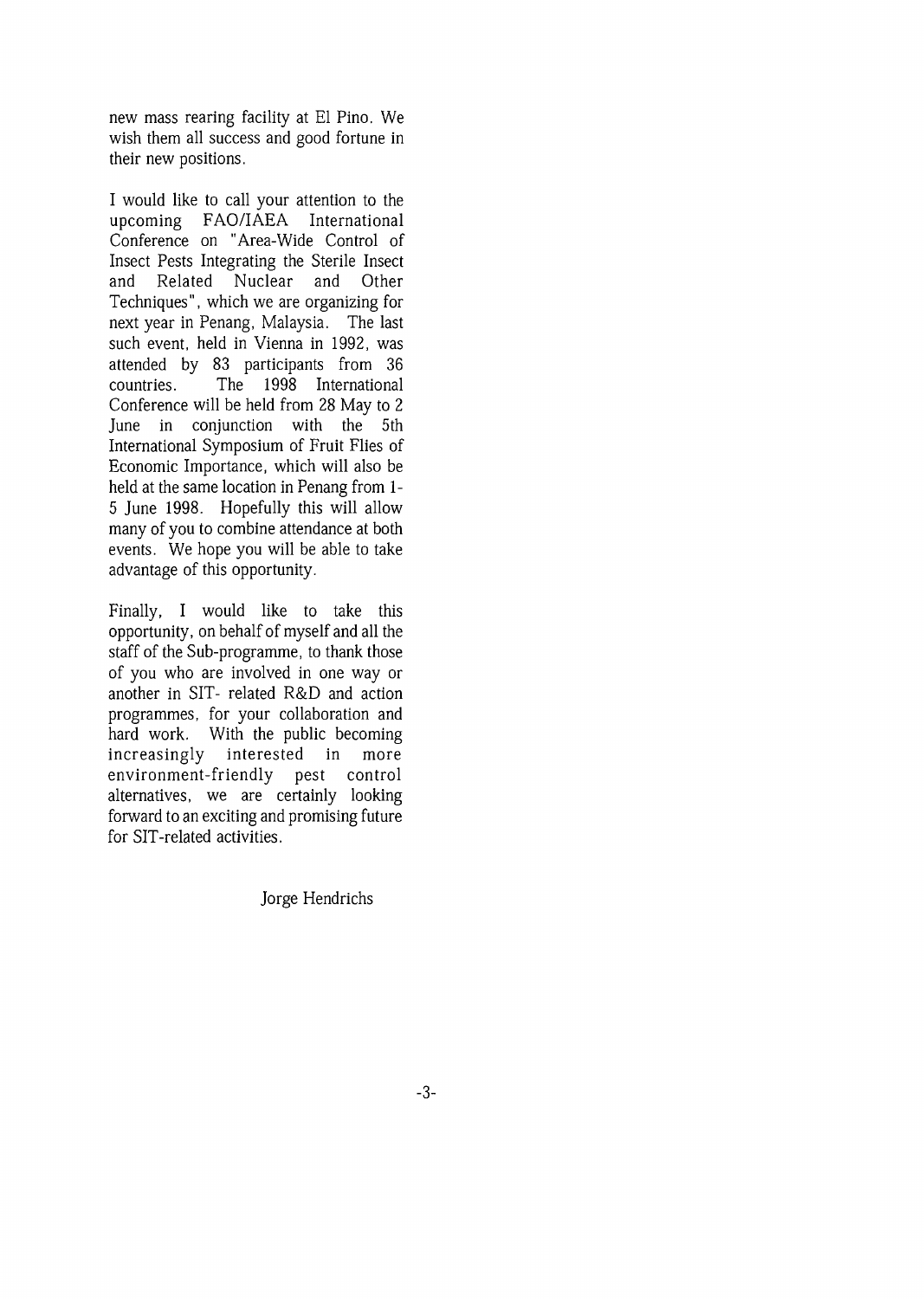new mass rearing facility at El Pino. We wish them all success and good fortune in their new positions.

I would like to call your attention to the upcoming FAO/IAEA International Conference on "Area-Wide Control of Insect Pests Integrating the Sterile Insect and Related Nuclear and Other Techniques", which we are organizing for next year in Penang, Malaysia. The last such event, held in Vienna in 1992, was attended by 83 participants from 36 countries. The 1998 International Conference will be held from 28 May to 2 June in conjunction with the 5th International Symposium of Fruit Flies of Economic Importance, which will also be held at the same location in Penang from 1-5 June 1998. Hopefully this will allow many of you to combine attendance at both events. We hope you will be able to take advantage of this opportunity.

Finally, I would like to take this opportunity, on behalf of myself and all the staff of the Sub-programme, to thank those of you who are involved in one way or another in SIT- related R&D and action programmes, for your collaboration and hard work. With the public becoming increasingly interested in more environment-friendly pest control alternatives, we are certainly looking forward to an exciting and promising future for SIT-related activities.

Jorge Hendrichs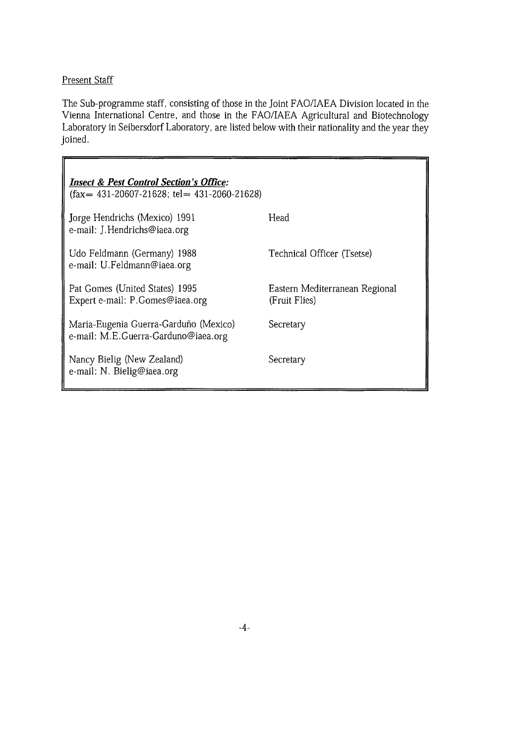Present Staff

The Sub-programme staff, consisting of those in the Joint FAO/IAEA Division located in the Vienna International Centre, and those in the FAO/IAEA Agricultural and Biotechnology Laboratory in Seibersdorf Laboratory, are listed below with their nationality and the year they joined.

***Insect & Pest Control Section's Office:***
(fax= 431-20607-21628; tel= 431-2060-21628)

| | |
|---|---|
| Jorge Hendrichs (Mexico) 1991<br>e-mail: J.Hendrichs@iaea.org | Head |
| Udo Feldmann (Germany) 1988<br>e-mail: U.Feldmann@iaea.org | Technical Officer (Tsetse) |
| Pat Gomes (United States) 1995<br>Expert e-mail: P.Gomes@iaea.org | Eastern Mediterranean Regional (Fruit Flies) |
| Maria-Eugenia Guerra-Garduño (Mexico)<br>e-mail: M.E.Guerra-Garduno@iaea.org | Secretary |
| Nancy Bielig (New Zealand)<br>e-mail: N. Bielig@iaea.org | Secretary |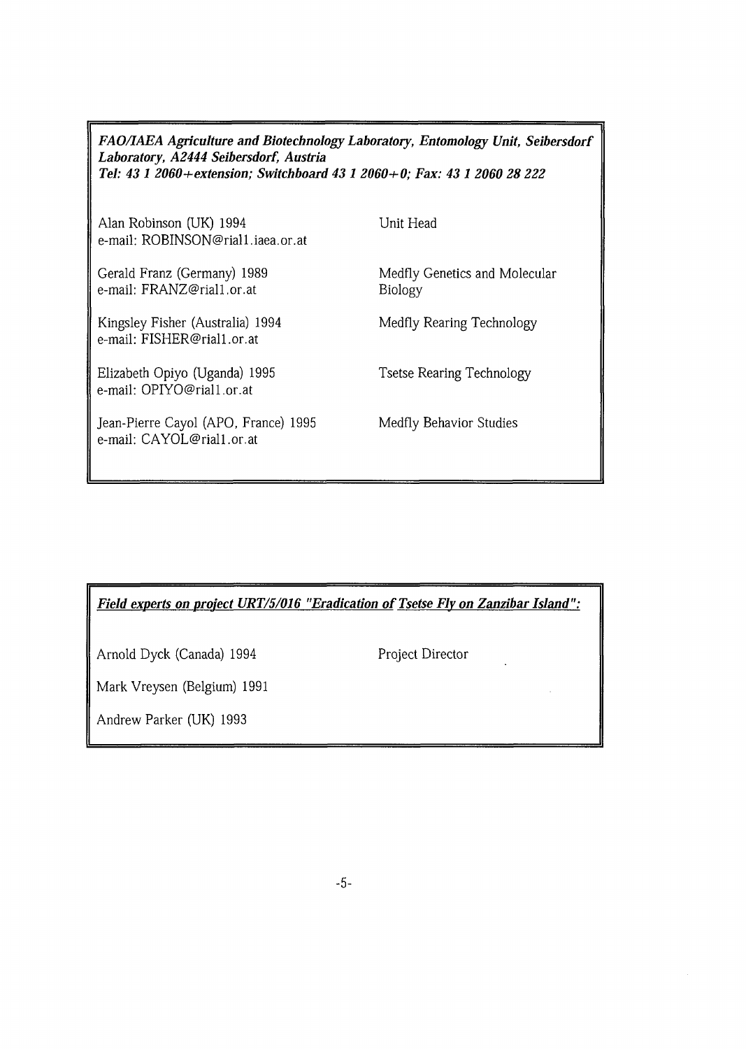***FAO/IAEA Agriculture and Biotechnology Laboratory, Entomology Unit, Seibersdorf Laboratory, A2444 Seibersdorf, Austria***
***Tel: 43 1 2060+extension; Switchboard 43 1 2060+0; Fax: 43 1 2060 28 222***

| | |
|---|---|
| Alan Robinson (UK) 1994<br>e-mail: ROBINSON@riall.iaea.or.at | Unit Head |
| Gerald Franz (Germany) 1989<br>e-mail: FRANZ@riall.or.at | Medfly Genetics and Molecular Biology |
| Kingsley Fisher (Australia) 1994<br>e-mail: FISHER@riall.or.at | Medfly Rearing Technology |
| Elizabeth Opiyo (Uganda) 1995<br>e-mail: OPIYO@riall.or.at | Tsetse Rearing Technology |
| Jean-Pierre Cayol (APO, France) 1995<br>e-mail: CAYOL@riall.or.at | Medfly Behavior Studies |

***Field experts on project URT/5/016 "Eradication of Tsetse Fly on Zanzibar Island":***

| | |
|---|---|
| Arnold Dyck (Canada) 1994 | Project Director |
| Mark Vreysen (Belgium) 1991 | |
| Andrew Parker (UK) 1993 | |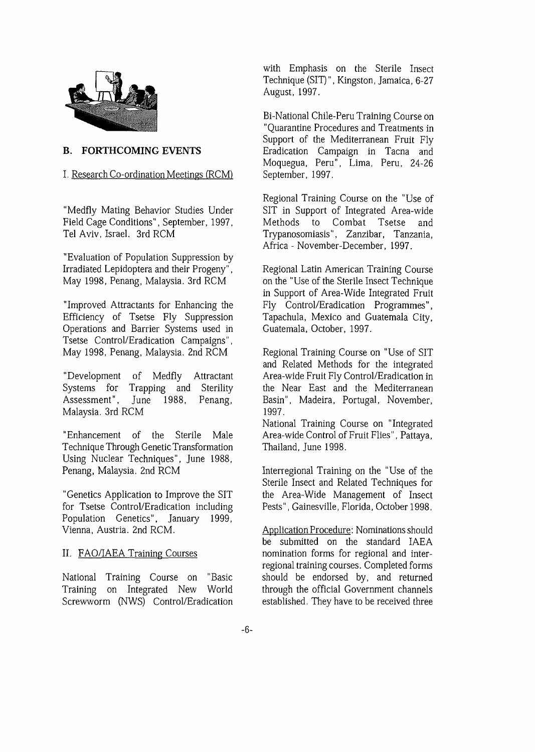## B. FORTHCOMING EVENTS

### I. Research Co-ordination Meetings (RCM)

"Medfly Mating Behavior Studies Under Field Cage Conditions", September, 1997, Tel Aviv, Israel. 3rd RCM

"Evaluation of Population Suppression by Irradiated Lepidoptera and their Progeny", May 1998, Penang, Malaysia. 3rd RCM

"Improved Attractants for Enhancing the Efficiency of Tsetse Fly Suppression Operations and Barrier Systems used in Tsetse Control/Eradication Campaigns", May 1998, Penang, Malaysia. 2nd RCM

"Development of Medfly Attractant Systems for Trapping and Sterility Assessment", June 1988, Penang, Malaysia. 3rd RCM

"Enhancement of the Sterile Male Technique Through Genetic Transformation Using Nuclear Techniques", June 1988, Penang, Malaysia. 2nd RCM

"Genetics Application to Improve the SIT for Tsetse Control/Eradication including Population Genetics", January 1999, Vienna, Austria. 2nd RCM.

### II. FAO/IAEA Training Courses

National Training Course on "Basic Training on Integrated New World Screwworm (NWS) Control/Eradication with Emphasis on the Sterile Insect Technique (SIT)", Kingston, Jamaica, 6-27 August, 1997.

Bi-National Chile-Peru Training Course on "Quarantine Procedures and Treatments in Support of the Mediterranean Fruit Fly Eradication Campaign in Tacna and Moquegua, Peru", Lima, Peru, 24-26 September, 1997.

Regional Training Course on the "Use of SIT in Support of Integrated Area-wide Methods to Combat Tsetse and Trypanosomiasis", Zanzibar, Tanzania, Africa - November-December, 1997.

Regional Latin American Training Course on the "Use of the Sterile Insect Technique in Support of Area-Wide Integrated Fruit Fly Control/Eradication Programmes", Tapachula, Mexico and Guatemala City, Guatemala, October, 1997.

Regional Training Course on "Use of SIT and Related Methods for the integrated Area-wide Fruit Fly Control/Eradication in the Near East and the Mediterranean Basin", Madeira, Portugal, November, 1997.

National Training Course on "Integrated Area-wide Control of Fruit Flies", Pattaya, Thailand, June 1998.

Interregional Training on the "Use of the Sterile Insect and Related Techniques for the Area-Wide Management of Insect Pests", Gainesville, Florida, October 1998.

Application Procedure: Nominations should be submitted on the standard IAEA nomination forms for regional and inter-regional training courses. Completed forms should be endorsed by, and returned through the official Government channels established. They have to be received three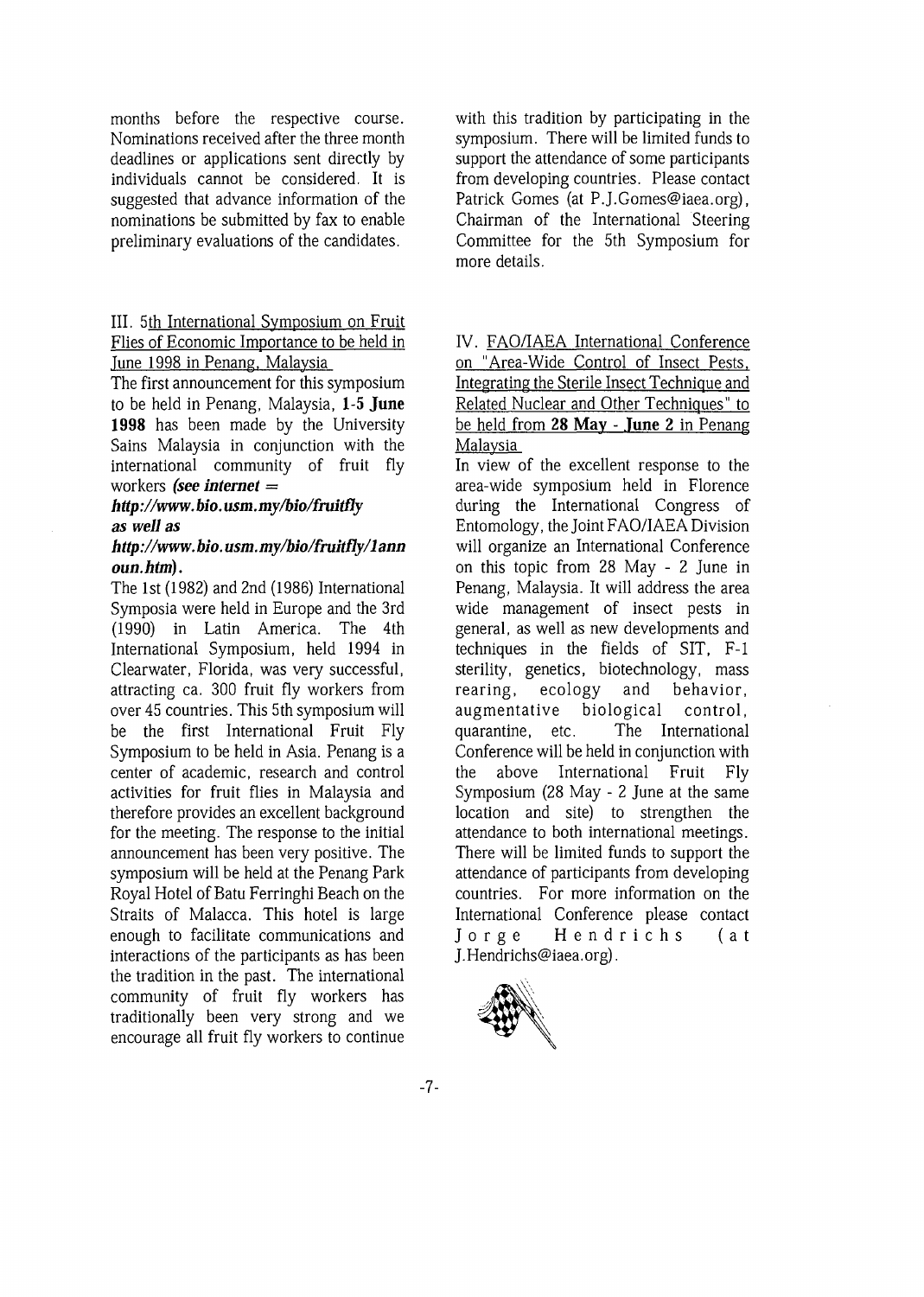months before the respective course. Nominations received after the three month deadlines or applications sent directly by individuals cannot be considered. It is suggested that advance information of the nominations be submitted by fax to enable preliminary evaluations of the candidates.

III. 5th International Symposium on Fruit Flies of Economic Importance to be held in June 1998 in Penang, Malaysia

The first announcement for this symposium to be held in Penang, Malaysia, **1-5 June 1998** has been made by the University Sains Malaysia in conjunction with the international community of fruit fly workers ***(see internet = http://www.bio.usm.my/bio/fruitfly as well as http://www.bio.usm.my/bio/fruitfly/1announ.htm)***.

The 1st (1982) and 2nd (1986) International Symposia were held in Europe and the 3rd (1990) in Latin America. The 4th International Symposium, held 1994 in Clearwater, Florida, was very successful, attracting ca. 300 fruit fly workers from over 45 countries. This 5th symposium will be the first International Fruit Fly Symposium to be held in Asia. Penang is a center of academic, research and control activities for fruit flies in Malaysia and therefore provides an excellent background for the meeting. The response to the initial announcement has been very positive. The symposium will be held at the Penang Park Royal Hotel of Batu Ferringhi Beach on the Straits of Malacca. This hotel is large enough to facilitate communications and interactions of the participants as has been the tradition in the past. The international community of fruit fly workers has traditionally been very strong and we encourage all fruit fly workers to continue with this tradition by participating in the symposium. There will be limited funds to support the attendance of some participants from developing countries. Please contact Patrick Gomes (at P.J.Gomes@iaea.org), Chairman of the International Steering Committee for the 5th Symposium for more details.

IV. FAO/IAEA International Conference on "Area-Wide Control of Insect Pests, Integrating the Sterile Insect Technique and Related Nuclear and Other Techniques" to be held from **28 May - June 2** in Penang Malaysia

In view of the excellent response to the area-wide symposium held in Florence during the International Congress of Entomology, the Joint FAO/IAEA Division will organize an International Conference on this topic from 28 May - 2 June in Penang, Malaysia. It will address the area wide management of insect pests in general, as well as new developments and techniques in the fields of SIT, F-1 sterility, genetics, biotechnology, mass rearing, ecology and behavior, augmentative biological control, quarantine, etc. The International Conference will be held in conjunction with the above International Fruit Fly Symposium (28 May - 2 June at the same location and site) to strengthen the attendance to both international meetings. There will be limited funds to support the attendance of participants from developing countries. For more information on the International Conference please contact Jorge Hendrichs (at J.Hendrichs@iaea.org).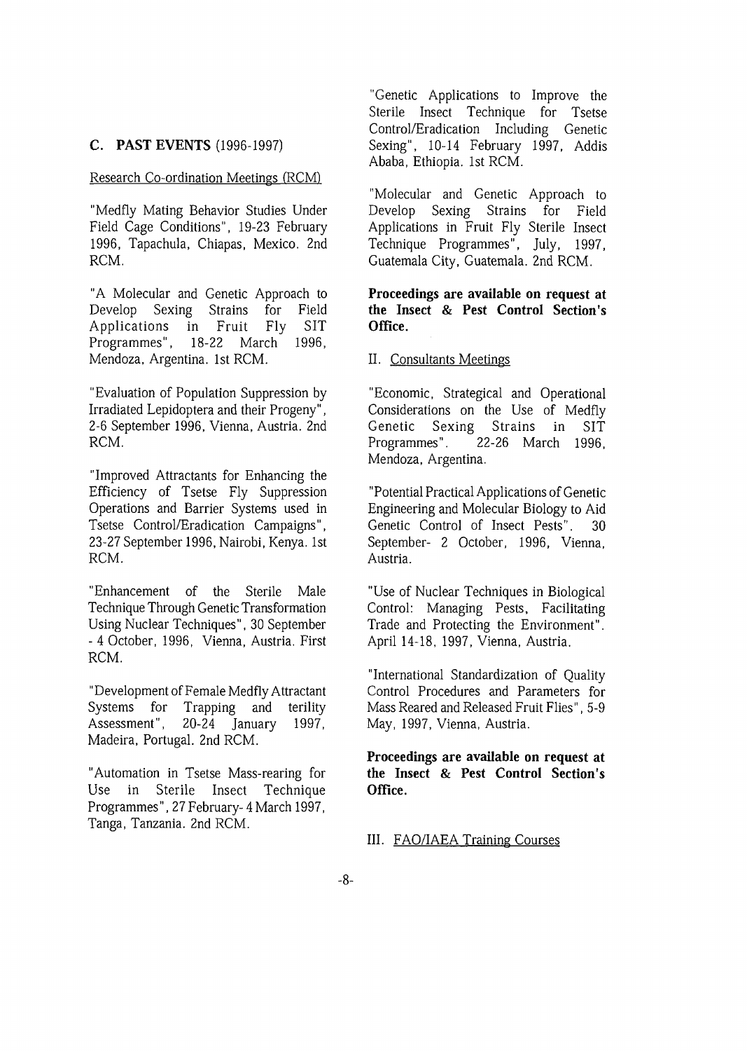## C. PAST EVENTS (1996-1997)

Research Co-ordination Meetings (RCM)

"Medfly Mating Behavior Studies Under Field Cage Conditions", 19-23 February 1996, Tapachula, Chiapas, Mexico. 2nd RCM.

"A Molecular and Genetic Approach to Develop Sexing Strains for Field Applications in Fruit Fly SIT Programmes", 18-22 March 1996, Mendoza, Argentina. 1st RCM.

"Evaluation of Population Suppression by Irradiated Lepidoptera and their Progeny", 2-6 September 1996, Vienna, Austria. 2nd RCM.

"Improved Attractants for Enhancing the Efficiency of Tsetse Fly Suppression Operations and Barrier Systems used in Tsetse Control/Eradication Campaigns", 23-27 September 1996, Nairobi, Kenya. 1st RCM.

"Enhancement of the Sterile Male Technique Through Genetic Transformation Using Nuclear Techniques", 30 September - 4 October, 1996, Vienna, Austria. First RCM.

"Development of Female Medfly Attractant Systems for Trapping and terility Assessment", 20-24 January 1997, Madeira, Portugal. 2nd RCM.

"Automation in Tsetse Mass-rearing for Use in Sterile Insect Technique Programmes", 27 February- 4 March 1997, Tanga, Tanzania. 2nd RCM.

"Genetic Applications to Improve the Sterile Insect Technique for Tsetse Control/Eradication Including Genetic Sexing", 10-14 February 1997, Addis Ababa, Ethiopia. 1st RCM.

"Molecular and Genetic Approach to Develop Sexing Strains for Field Applications in Fruit Fly Sterile Insect Technique Programmes", July, 1997, Guatemala City, Guatemala. 2nd RCM.

**Proceedings are available on request at the Insect & Pest Control Section's Office.**

II. Consultants Meetings

"Economic, Strategical and Operational Considerations on the Use of Medfly Genetic Sexing Strains in SIT Programmes". 22-26 March 1996, Mendoza, Argentina.

"Potential Practical Applications of Genetic Engineering and Molecular Biology to Aid Genetic Control of Insect Pests". 30 September- 2 October, 1996, Vienna, Austria.

"Use of Nuclear Techniques in Biological Control: Managing Pests, Facilitating Trade and Protecting the Environment". April 14-18, 1997, Vienna, Austria.

"International Standardization of Quality Control Procedures and Parameters for Mass Reared and Released Fruit Flies", 5-9 May, 1997, Vienna, Austria.

**Proceedings are available on request at the Insect & Pest Control Section's Office.**

III. FAO/IAEA Training Courses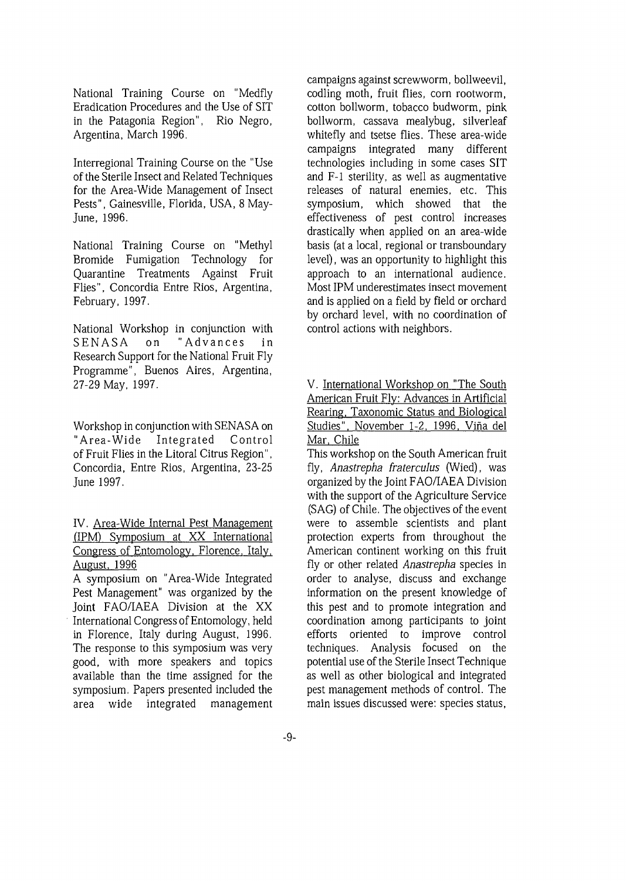National Training Course on "Medfly Eradication Procedures and the Use of SIT in the Patagonia Region", Rio Negro, Argentina, March 1996.

Interregional Training Course on the "Use of the Sterile Insect and Related Techniques for the Area-Wide Management of Insect Pests", Gainesville, Florida, USA, 8 May-June, 1996.

National Training Course on "Methyl Bromide Fumigation Technology for Quarantine Treatments Against Fruit Flies", Concordia Entre Rios, Argentina, February, 1997.

National Workshop in conjunction with SENASA on "Advances in Research Support for the National Fruit Fly Programme", Buenos Aires, Argentina, 27-29 May, 1997.

Workshop in conjunction with SENASA on "Area-Wide Integrated Control of Fruit Flies in the Litoral Citrus Region", Concordia, Entre Rios, Argentina, 23-25 June 1997.

### IV. Area-Wide Internal Pest Management (IPM) Symposium at XX International Congress of Entomology, Florence, Italy, August, 1996

A symposium on "Area-Wide Integrated Pest Management" was organized by the Joint FAO/IAEA Division at the XX International Congress of Entomology, held in Florence, Italy during August, 1996. The response to this symposium was very good, with more speakers and topics available than the time assigned for the symposium. Papers presented included the area wide integrated management campaigns against screwworm, bollweevil, codling moth, fruit flies, corn rootworm, cotton bollworm, tobacco budworm, pink bollworm, cassava mealybug, silverleaf whitefly and tsetse flies. These area-wide campaigns integrated many different technologies including in some cases SIT and F-1 sterility, as well as augmentative releases of natural enemies, etc. This symposium, which showed that the effectiveness of pest control increases drastically when applied on an area-wide basis (at a local, regional or transboundary level), was an opportunity to highlight this approach to an international audience. Most IPM underestimates insect movement and is applied on a field by field or orchard by orchard level, with no coordination of control actions with neighbors.

### V. International Workshop on "The South American Fruit Fly: Advances in Artificial Rearing, Taxonomic Status and Biological Studies", November 1-2, 1996, Viña del Mar, Chile

This workshop on the South American fruit fly, *Anastrepha fraterculus* (Wied), was organized by the Joint FAO/IAEA Division with the support of the Agriculture Service (SAG) of Chile. The objectives of the event were to assemble scientists and plant protection experts from throughout the American continent working on this fruit fly or other related *Anastrepha* species in order to analyse, discuss and exchange information on the present knowledge of this pest and to promote integration and coordination among participants to joint efforts oriented to improve control techniques. Analysis focused on the potential use of the Sterile Insect Technique as well as other biological and integrated pest management methods of control. The main issues discussed were: species status,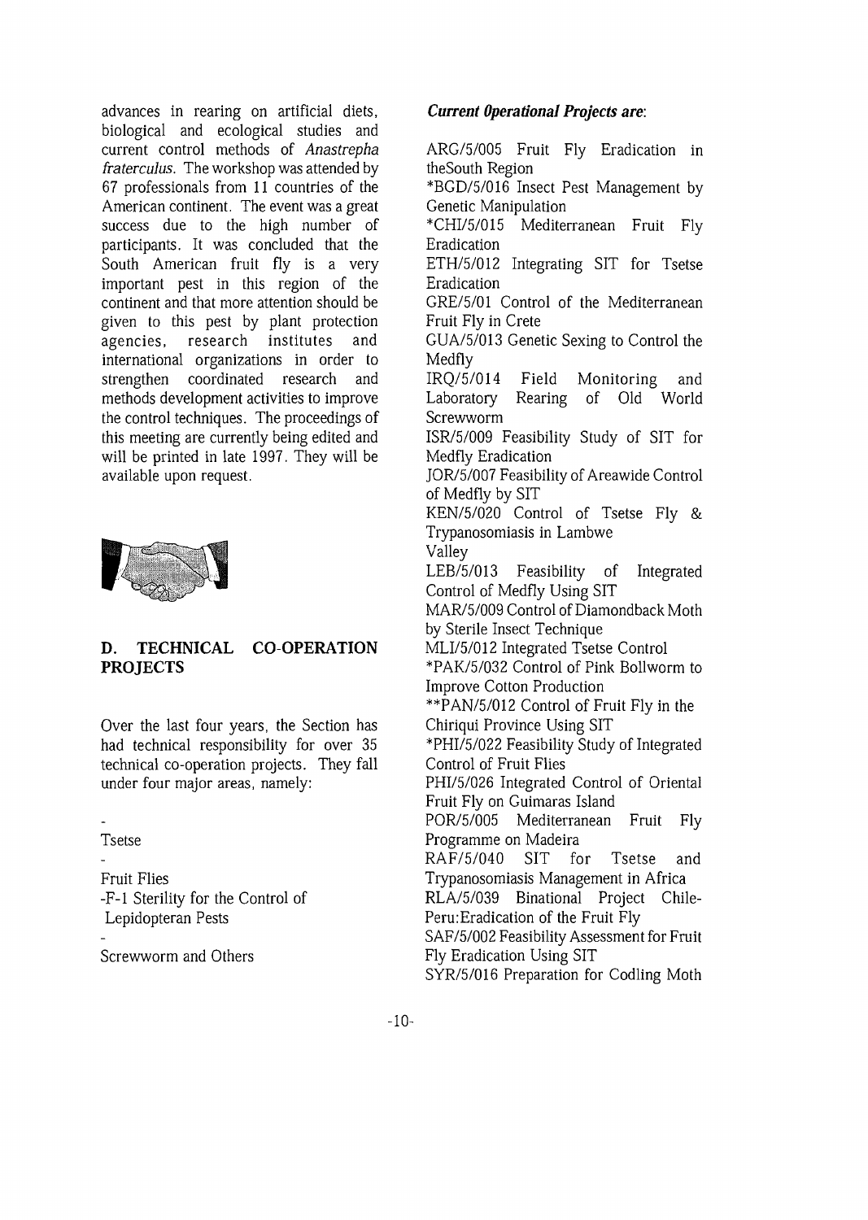advances in rearing on artificial diets, biological and ecological studies and current control methods of *Anastrepha fraterculus*. The workshop was attended by 67 professionals from 11 countries of the American continent. The event was a great success due to the high number of participants. It was concluded that the South American fruit fly is a very important pest in this region of the continent and that more attention should be given to this pest by plant protection agencies, research institutes and international organizations in order to strengthen coordinated research and methods development activities to improve the control techniques. The proceedings of this meeting are currently being edited and will be printed in late 1997. They will be available upon request.

## D. TECHNICAL CO-OPERATION PROJECTS

Over the last four years, the Section has had technical responsibility for over 35 technical co-operation projects. They fall under four major areas, namely:

- Tsetse
- Fruit Flies
- F-1 Sterility for the Control of Lepidopteran Pests
- Screwworm and Others

***Current Operational Projects are*:**

ARG/5/005 Fruit Fly Eradication in theSouth Region
*BGD/5/016 Insect Pest Management by Genetic Manipulation
*CHI/5/015 Mediterranean Fruit Fly Eradication
ETH/5/012 Integrating SIT for Tsetse Eradication
GRE/5/01 Control of the Mediterranean Fruit Fly in Crete
GUA/5/013 Genetic Sexing to Control the Medfly
IRQ/5/014 Field Monitoring and Laboratory Rearing of Old World Screwworm
ISR/5/009 Feasibility Study of SIT for Medfly Eradication
JOR/5/007 Feasibility of Areawide Control of Medfly by SIT
KEN/5/020 Control of Tsetse Fly & Trypanosomiasis in Lambwe Valley
LEB/5/013 Feasibility of Integrated Control of Medfly Using SIT
MAR/5/009 Control of Diamondback Moth by Sterile Insect Technique
MLI/5/012 Integrated Tsetse Control
*PAK/5/032 Control of Pink Bollworm to Improve Cotton Production
**PAN/5/012 Control of Fruit Fly in the Chiriqui Province Using SIT
*PHI/5/022 Feasibility Study of Integrated Control of Fruit Flies
PHI/5/026 Integrated Control of Oriental Fruit Fly on Guimaras Island
POR/5/005 Mediterranean Fruit Fly Programme on Madeira
RAF/5/040 SIT for Tsetse and Trypanosomiasis Management in Africa
RLA/5/039 Binational Project Chile-Peru:Eradication of the Fruit Fly
SAF/5/002 Feasibility Assessment for Fruit Fly Eradication Using SIT
SYR/5/016 Preparation for Codling Moth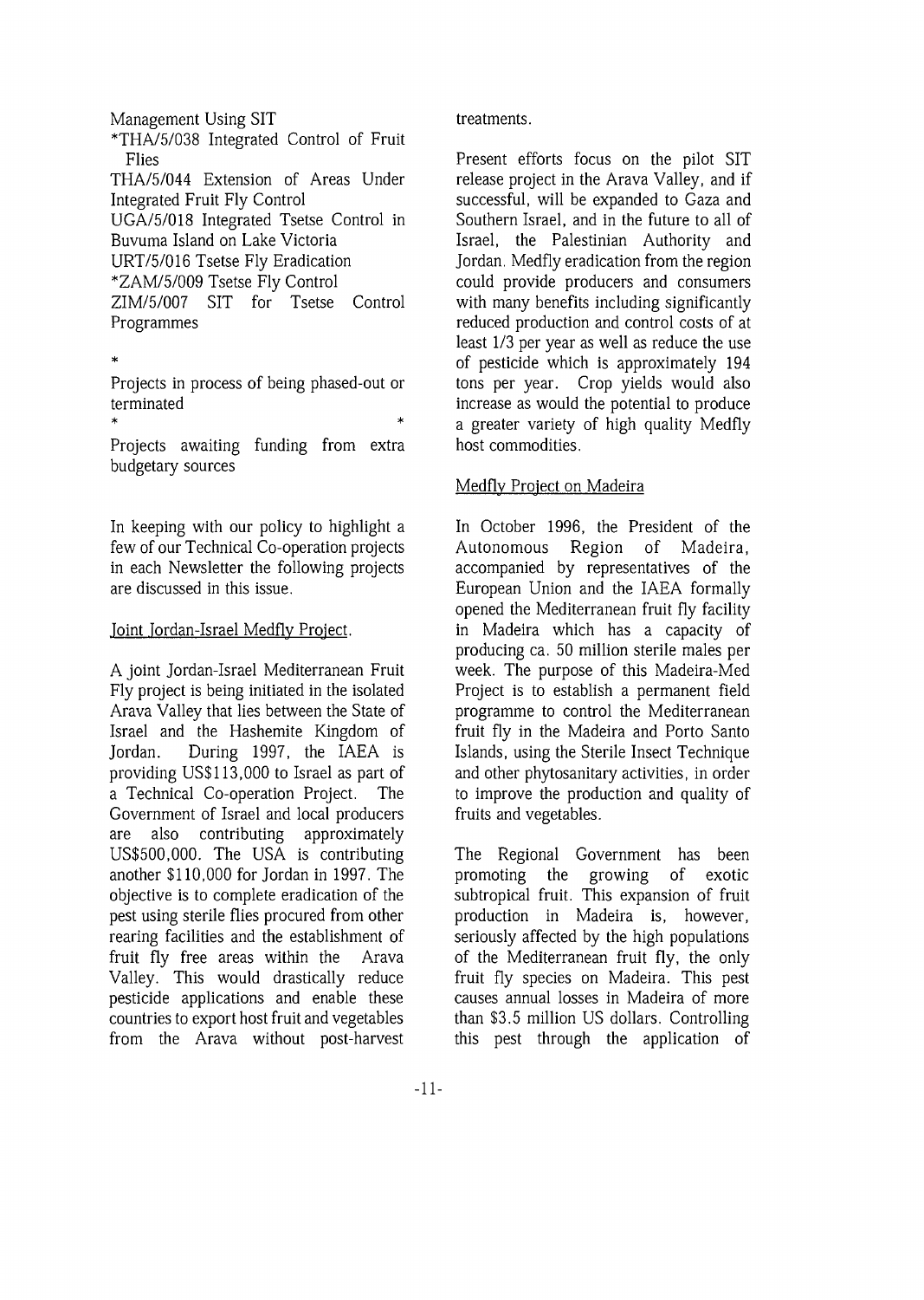Management Using SIT

*THA/5/038 Integrated Control of Fruit Flies

THA/5/044 Extension of Areas Under Integrated Fruit Fly Control

UGA/5/018 Integrated Tsetse Control in Buvuma Island on Lake Victoria

URT/5/016 Tsetse Fly Eradication

*ZAM/5/009 Tsetse Fly Control

ZIM/5/007 SIT for Tsetse Control Programmes

*

Projects in process of being phased-out or terminated

\* \*

Projects awaiting funding from extra budgetary sources

In keeping with our policy to highlight a few of our Technical Co-operation projects in each Newsletter the following projects are discussed in this issue.

## Joint Jordan-Israel Medfly Project.

A joint Jordan-Israel Mediterranean Fruit Fly project is being initiated in the isolated Arava Valley that lies between the State of Israel and the Hashemite Kingdom of Jordan. During 1997, the IAEA is providing US$113,000 to Israel as part of a Technical Co-operation Project. The Government of Israel and local producers are also contributing approximately US$500,000. The USA is contributing another $110,000 for Jordan in 1997. The objective is to complete eradication of the pest using sterile flies procured from other rearing facilities and the establishment of fruit fly free areas within the Arava Valley. This would drastically reduce pesticide applications and enable these countries to export host fruit and vegetables from the Arava without post-harvest treatments.

Present efforts focus on the pilot SIT release project in the Arava Valley, and if successful, will be expanded to Gaza and Southern Israel, and in the future to all of Israel, the Palestinian Authority and Jordan. Medfly eradication from the region could provide producers and consumers with many benefits including significantly reduced production and control costs of at least 1/3 per year as well as reduce the use of pesticide which is approximately 194 tons per year. Crop yields would also increase as would the potential to produce a greater variety of high quality Medfly host commodities.

## Medfly Project on Madeira

In October 1996, the President of the Autonomous Region of Madeira, accompanied by representatives of the European Union and the IAEA formally opened the Mediterranean fruit fly facility in Madeira which has a capacity of producing ca. 50 million sterile males per week. The purpose of this Madeira-Med Project is to establish a permanent field programme to control the Mediterranean fruit fly in the Madeira and Porto Santo Islands, using the Sterile Insect Technique and other phytosanitary activities, in order to improve the production and quality of fruits and vegetables.

The Regional Government has been promoting the growing of exotic subtropical fruit. This expansion of fruit production in Madeira is, however, seriously affected by the high populations of the Mediterranean fruit fly, the only fruit fly species on Madeira. This pest causes annual losses in Madeira of more than $3.5 million US dollars. Controlling this pest through the application of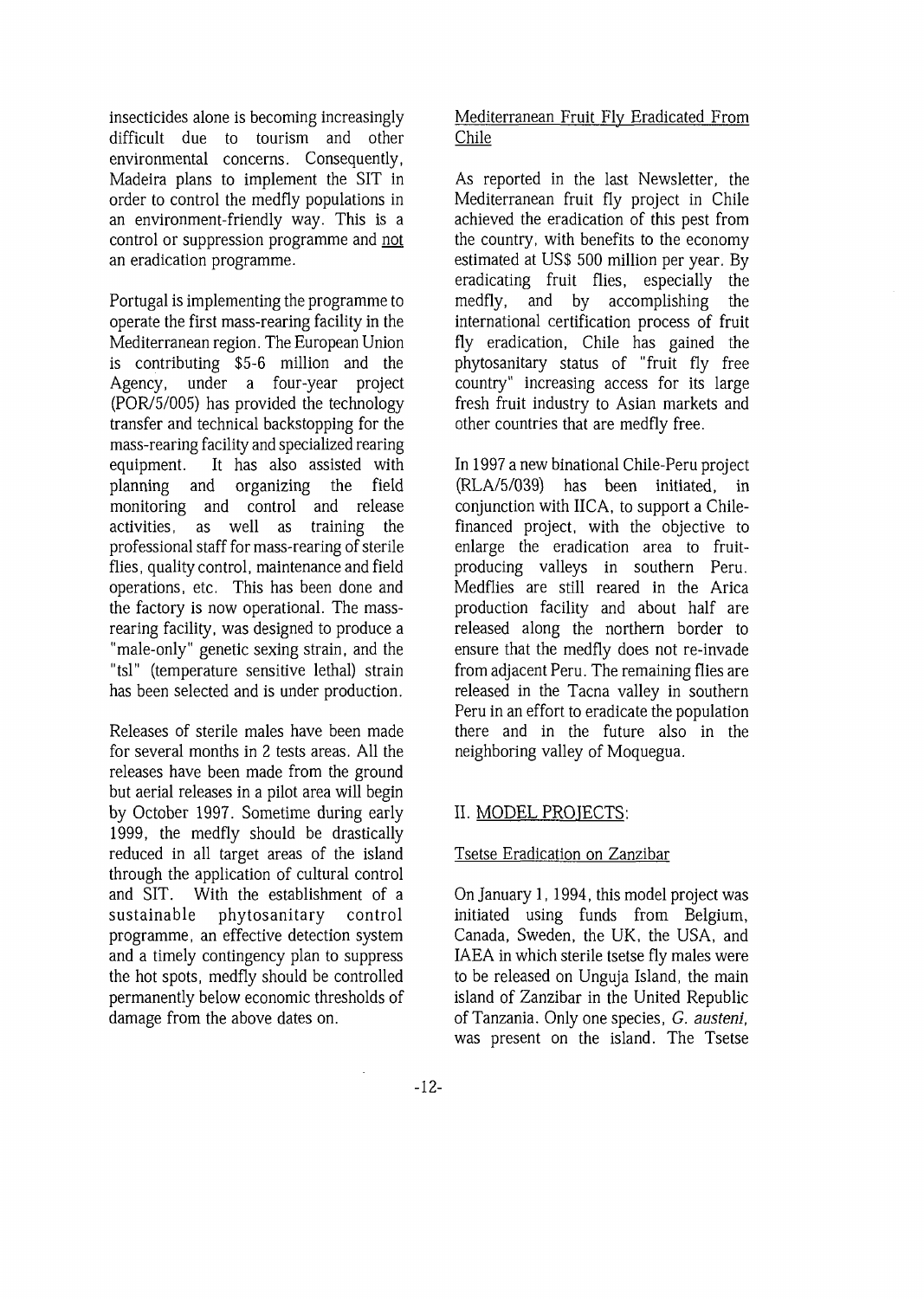insecticides alone is becoming increasingly difficult due to tourism and other environmental concerns. Consequently, Madeira plans to implement the SIT in order to control the medfly populations in an environment-friendly way. This is a control or suppression programme and not an eradication programme.

Portugal is implementing the programme to operate the first mass-rearing facility in the Mediterranean region. The European Union is contributing $5-6 million and the Agency, under a four-year project (POR/5/005) has provided the technology transfer and technical backstopping for the mass-rearing facility and specialized rearing equipment. It has also assisted with planning and organizing the field monitoring and control and release activities, as well as training the professional staff for mass-rearing of sterile flies, quality control, maintenance and field operations, etc. This has been done and the factory is now operational. The mass-rearing facility, was designed to produce a "male-only" genetic sexing strain, and the "tsl" (temperature sensitive lethal) strain has been selected and is under production.

Releases of sterile males have been made for several months in 2 tests areas. All the releases have been made from the ground but aerial releases in a pilot area will begin by October 1997. Sometime during early 1999, the medfly should be drastically reduced in all target areas of the island through the application of cultural control and SIT. With the establishment of a sustainable phytosanitary control programme, an effective detection system and a timely contingency plan to suppress the hot spots, medfly should be controlled permanently below economic thresholds of damage from the above dates on.

### Mediterranean Fruit Fly Eradicated From Chile

As reported in the last Newsletter, the Mediterranean fruit fly project in Chile achieved the eradication of this pest from the country, with benefits to the economy estimated at US$ 500 million per year. By eradicating fruit flies, especially the medfly, and by accomplishing the international certification process of fruit fly eradication, Chile has gained the phytosanitary status of "fruit fly free country" increasing access for its large fresh fruit industry to Asian markets and other countries that are medfly free.

In 1997 a new binational Chile-Peru project (RLA/5/039) has been initiated, in conjunction with IICA, to support a Chile-financed project, with the objective to enlarge the eradication area to fruit-producing valleys in southern Peru. Medflies are still reared in the Arica production facility and about half are released along the northern border to ensure that the medfly does not re-invade from adjacent Peru. The remaining flies are released in the Tacna valley in southern Peru in an effort to eradicate the population there and in the future also in the neighboring valley of Moquegua.

## II. MODEL PROJECTS:

### Tsetse Eradication on Zanzibar

On January 1, 1994, this model project was initiated using funds from Belgium, Canada, Sweden, the UK, the USA, and IAEA in which sterile tsetse fly males were to be released on Unguja Island, the main island of Zanzibar in the United Republic of Tanzania. Only one species, *G. austeni*, was present on the island. The Tsetse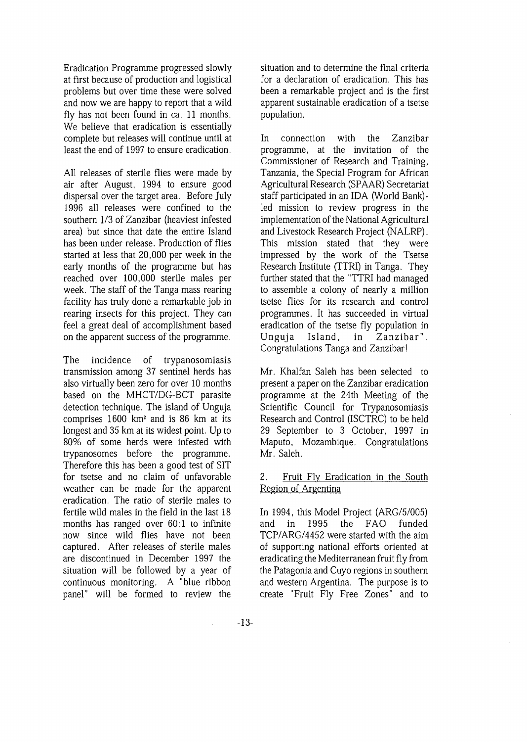Eradication Programme progressed slowly at first because of production and logistical problems but over time these were solved and now we are happy to report that a wild fly has not been found in ca. 11 months. We believe that eradication is essentially complete but releases will continue until at least the end of 1997 to ensure eradication.

All releases of sterile flies were made by air after August, 1994 to ensure good dispersal over the target area. Before July 1996 all releases were confined to the southern 1/3 of Zanzibar (heaviest infested area) but since that date the entire Island has been under release. Production of flies started at less that 20,000 per week in the early months of the programme but has reached over 100,000 sterile males per week. The staff of the Tanga mass rearing facility has truly done a remarkable job in rearing insects for this project. They can feel a great deal of accomplishment based on the apparent success of the programme.

The incidence of trypanosomiasis transmission among 37 sentinel herds has also virtually been zero for over 10 months based on the MHCT/DG-BCT parasite detection technique. The island of Unguja comprises 1600 km² and is 86 km at its longest and 35 km at its widest point. Up to 80% of some herds were infested with trypanosomes before the programme. Therefore this has been a good test of SIT for tsetse and no claim of unfavorable weather can be made for the apparent eradication. The ratio of sterile males to fertile wild males in the field in the last 18 months has ranged over 60:1 to infinite now since wild flies have not been captured. After releases of sterile males are discontinued in December 1997 the situation will be followed by a year of continuous monitoring. A "blue ribbon panel" will be formed to review the situation and to determine the final criteria for a declaration of eradication. This has been a remarkable project and is the first apparent sustainable eradication of a tsetse population.

In connection with the Zanzibar programme, at the invitation of the Commissioner of Research and Training, Tanzania, the Special Program for African Agricultural Research (SPAAR) Secretariat staff participated in an IDA (World Bank)-led mission to review progress in the implementation of the National Agricultural and Livestock Research Project (NALRP). This mission stated that they were impressed by the work of the Tsetse Research Institute (TTRI) in Tanga. They further stated that the "TTRI had managed to assemble a colony of nearly a million tsetse flies for its research and control programmes. It has succeeded in virtual eradication of the tsetse fly population in Unguja Island, in Zanzibar". Congratulations Tanga and Zanzibar!

Mr. Khalfan Saleh has been selected to present a paper on the Zanzibar eradication programme at the 24th Meeting of the Scientific Council for Trypanosomiasis Research and Control (ISCTRC) to be held 29 September to 3 October, 1997 in Maputo, Mozambique. Congratulations Mr. Saleh.

2. Fruit Fly Eradication in the South Region of Argentina

In 1994, this Model Project (ARG/5/005) and in 1995 the FAO funded TCP/ARG/4452 were started with the aim of supporting national efforts oriented at eradicating the Mediterranean fruit fly from the Patagonia and Cuyo regions in southern and western Argentina. The purpose is to create "Fruit Fly Free Zones" and to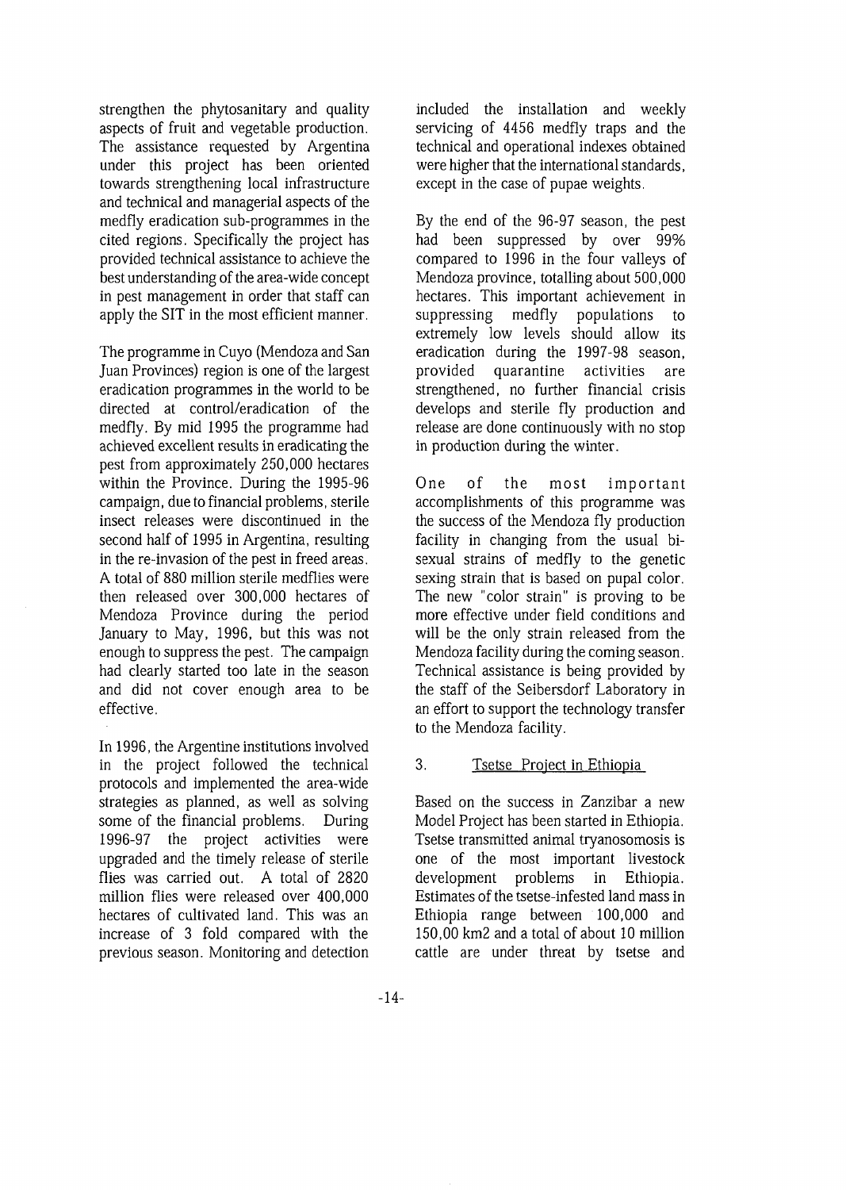strengthen the phytosanitary and quality aspects of fruit and vegetable production. The assistance requested by Argentina under this project has been oriented towards strengthening local infrastructure and technical and managerial aspects of the medfly eradication sub-programmes in the cited regions. Specifically the project has provided technical assistance to achieve the best understanding of the area-wide concept in pest management in order that staff can apply the SIT in the most efficient manner.

The programme in Cuyo (Mendoza and San Juan Provinces) region is one of the largest eradication programmes in the world to be directed at control/eradication of the medfly. By mid 1995 the programme had achieved excellent results in eradicating the pest from approximately 250,000 hectares within the Province. During the 1995-96 campaign, due to financial problems, sterile insect releases were discontinued in the second half of 1995 in Argentina, resulting in the re-invasion of the pest in freed areas. A total of 880 million sterile medflies were then released over 300,000 hectares of Mendoza Province during the period January to May, 1996, but this was not enough to suppress the pest. The campaign had clearly started too late in the season and did not cover enough area to be effective.

In 1996, the Argentine institutions involved in the project followed the technical protocols and implemented the area-wide strategies as planned, as well as solving some of the financial problems. During 1996-97 the project activities were upgraded and the timely release of sterile flies was carried out. A total of 2820 million flies were released over 400,000 hectares of cultivated land. This was an increase of 3 fold compared with the previous season. Monitoring and detection included the installation and weekly servicing of 4456 medfly traps and the technical and operational indexes obtained were higher that the international standards, except in the case of pupae weights.

By the end of the 96-97 season, the pest had been suppressed by over 99% compared to 1996 in the four valleys of Mendoza province, totalling about 500,000 hectares. This important achievement in suppressing medfly populations to extremely low levels should allow its eradication during the 1997-98 season, provided quarantine activities are strengthened, no further financial crisis develops and sterile fly production and release are done continuously with no stop in production during the winter.

One of the most important accomplishments of this programme was the success of the Mendoza fly production facility in changing from the usual bi-sexual strains of medfly to the genetic sexing strain that is based on pupal color. The new "color strain" is proving to be more effective under field conditions and will be the only strain released from the Mendoza facility during the coming season. Technical assistance is being provided by the staff of the Seibersdorf Laboratory in an effort to support the technology transfer to the Mendoza facility.

### 3. Tsetse Project in Ethiopia

Based on the success in Zanzibar a new Model Project has been started in Ethiopia. Tsetse transmitted animal tryanosomosis is one of the most important livestock development problems in Ethiopia. Estimates of the tsetse-infested land mass in Ethiopia range between 100,000 and 150,00 km2 and a total of about 10 million cattle are under threat by tsetse and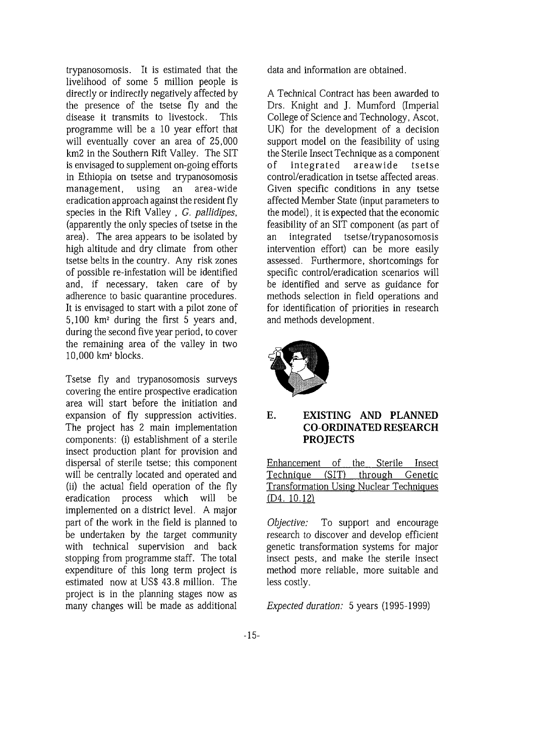trypanosomosis. It is estimated that the livelihood of some 5 million people is directly or indirectly negatively affected by the presence of the tsetse fly and the disease it transmits to livestock. This programme will be a 10 year effort that will eventually cover an area of 25,000 km2 in the Southern Rift Valley. The SIT is envisaged to supplement on-going efforts in Ethiopia on tsetse and trypanosomosis management, using an area-wide eradication approach against the resident fly species in the Rift Valley , *G. pallidipes*, (apparently the only species of tsetse in the area). The area appears to be isolated by high altitude and dry climate from other tsetse belts in the country. Any risk zones of possible re-infestation will be identified and, if necessary, taken care of by adherence to basic quarantine procedures. It is envisaged to start with a pilot zone of 5,100 km² during the first 5 years and, during the second five year period, to cover the remaining area of the valley in two 10,000 km² blocks.

Tsetse fly and trypanosomosis surveys covering the entire prospective eradication area will start before the initiation and expansion of fly suppression activities. The project has 2 main implementation components: (i) establishment of a sterile insect production plant for provision and dispersal of sterile tsetse; this component will be centrally located and operated and (ii) the actual field operation of the fly eradication process which will be implemented on a district level. A major part of the work in the field is planned to be undertaken by the target community with technical supervision and back stopping from programme staff. The total expenditure of this long term project is estimated now at US$ 43.8 million. The project is in the planning stages now as many changes will be made as additional data and information are obtained.

A Technical Contract has been awarded to Drs. Knight and J. Mumford (Imperial College of Science and Technology, Ascot, UK) for the development of a decision support model on the feasibility of using the Sterile Insect Technique as a component of integrated areawide tsetse control/eradication in tsetse affected areas. Given specific conditions in any tsetse affected Member State (input parameters to the model), it is expected that the economic feasibility of an SIT component (as part of an integrated tsetse/trypanosomosis intervention effort) can be more easily assessed. Furthermore, shortcomings for specific control/eradication scenarios will be identified and serve as guidance for methods selection in field operations and for identification of priorities in research and methods development.

## E. EXISTING AND PLANNED CO-ORDINATED RESEARCH PROJECTS

<u>Enhancement of the Sterile Insect Technique (SIT) through Genetic Transformation Using Nuclear Techniques (D4. 10.12)</u>

*Objective:* To support and encourage research to discover and develop efficient genetic transformation systems for major insect pests, and make the sterile insect method more reliable, more suitable and less costly.

*Expected duration:* 5 years (1995-1999)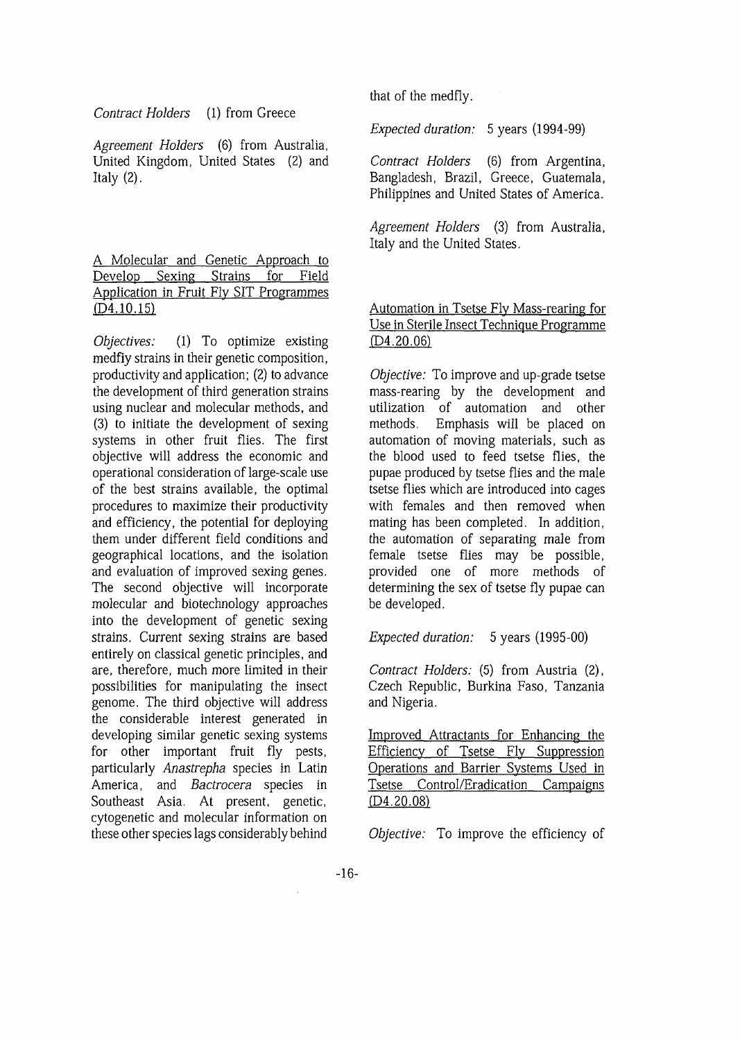*Contract Holders* (1) from Greece

*Agreement Holders* (6) from Australia, United Kingdom, United States (2) and Italy (2).

## A Molecular and Genetic Approach to Develop Sexing Strains for Field Application in Fruit Fly SIT Programmes (D4.10.15)

*Objectives:* (1) To optimize existing medfly strains in their genetic composition, productivity and application; (2) to advance the development of third generation strains using nuclear and molecular methods, and (3) to initiate the development of sexing systems in other fruit flies. The first objective will address the economic and operational consideration of large-scale use of the best strains available, the optimal procedures to maximize their productivity and efficiency, the potential for deploying them under different field conditions and geographical locations, and the isolation and evaluation of improved sexing genes. The second objective will incorporate molecular and biotechnology approaches into the development of genetic sexing strains. Current sexing strains are based entirely on classical genetic principles, and are, therefore, much more limited in their possibilities for manipulating the insect genome. The third objective will address the considerable interest generated in developing similar genetic sexing systems for other important fruit fly pests, particularly *Anastrepha* species in Latin America, and *Bactrocera* species in Southeast Asia. At present, genetic, cytogenetic and molecular information on these other species lags considerably behind that of the medfly.

*Expected duration:* 5 years (1994-99)

*Contract Holders* (6) from Argentina, Bangladesh, Brazil, Greece, Guatemala, Philippines and United States of America.

*Agreement Holders* (3) from Australia, Italy and the United States.

## Automation in Tsetse Fly Mass-rearing for Use in Sterile Insect Technique Programme (D4.20.06)

*Objective:* To improve and up-grade tsetse mass-rearing by the development and utilization of automation and other methods. Emphasis will be placed on automation of moving materials, such as the blood used to feed tsetse flies, the pupae produced by tsetse flies and the male tsetse flies which are introduced into cages with females and then removed when mating has been completed. In addition, the automation of separating male from female tsetse flies may be possible, provided one of more methods of determining the sex of tsetse fly pupae can be developed.

*Expected duration:* 5 years (1995-00)

*Contract Holders:* (5) from Austria (2), Czech Republic, Burkina Faso, Tanzania and Nigeria.

## Improved Attractants for Enhancing the Efficiency of Tsetse Fly Suppression Operations and Barrier Systems Used in Tsetse Control/Eradication Campaigns (D4.20.08)

*Objective:* To improve the efficiency of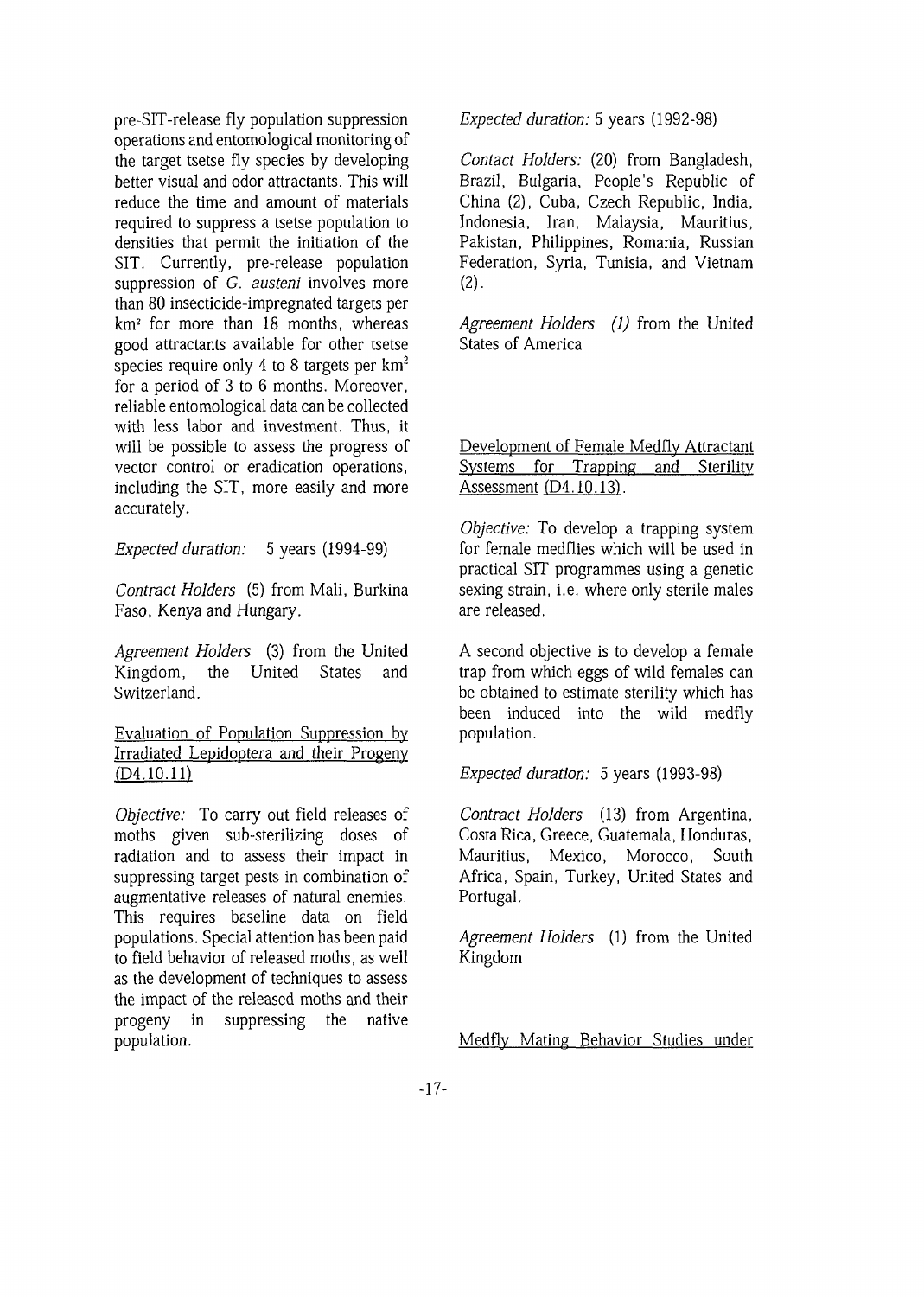pre-SIT-release fly population suppression operations and entomological monitoring of the target tsetse fly species by developing better visual and odor attractants. This will reduce the time and amount of materials required to suppress a tsetse population to densities that permit the initiation of the SIT. Currently, pre-release population suppression of *G. austeni* involves more than 80 insecticide-impregnated targets per $km^2$ for more than 18 months, whereas good attractants available for other tsetse species require only 4 to 8 targets per $km^2$ for a period of 3 to 6 months. Moreover, reliable entomological data can be collected with less labor and investment. Thus, it will be possible to assess the progress of vector control or eradication operations, including the SIT, more easily and more accurately.

*Expected duration:* 5 years (1994-99)

*Contract Holders* (5) from Mali, Burkina Faso, Kenya and Hungary.

*Agreement Holders* (3) from the United Kingdom, the United States and Switzerland.

<u>Evaluation of Population Suppression by Irradiated Lepidoptera and their Progeny (D4.10.11)</u>

*Objective:* To carry out field releases of moths given sub-sterilizing doses of radiation and to assess their impact in suppressing target pests in combination of augmentative releases of natural enemies. This requires baseline data on field populations. Special attention has been paid to field behavior of released moths, as well as the development of techniques to assess the impact of the released moths and their progeny in suppressing the native population.

*Expected duration:* 5 years (1992-98)

*Contact Holders:* (20) from Bangladesh, Brazil, Bulgaria, People's Republic of China (2), Cuba, Czech Republic, India, Indonesia, Iran, Malaysia, Mauritius, Pakistan, Philippines, Romania, Russian Federation, Syria, Tunisia, and Vietnam (2).

*Agreement Holders (1)* from the United States of America

<u>Development of Female Medfly Attractant Systems for Trapping and Sterility Assessment (D4.10.13).</u>

*Objective:* To develop a trapping system for female medflies which will be used in practical SIT programmes using a genetic sexing strain, i.e. where only sterile males are released.

A second objective is to develop a female trap from which eggs of wild females can be obtained to estimate sterility which has been induced into the wild medfly population.

*Expected duration:* 5 years (1993-98)

*Contract Holders* (13) from Argentina, Costa Rica, Greece, Guatemala, Honduras, Mauritius, Mexico, Morocco, South Africa, Spain, Turkey, United States and Portugal.

*Agreement Holders* (1) from the United Kingdom

<u>Medfly Mating Behavior Studies under</u>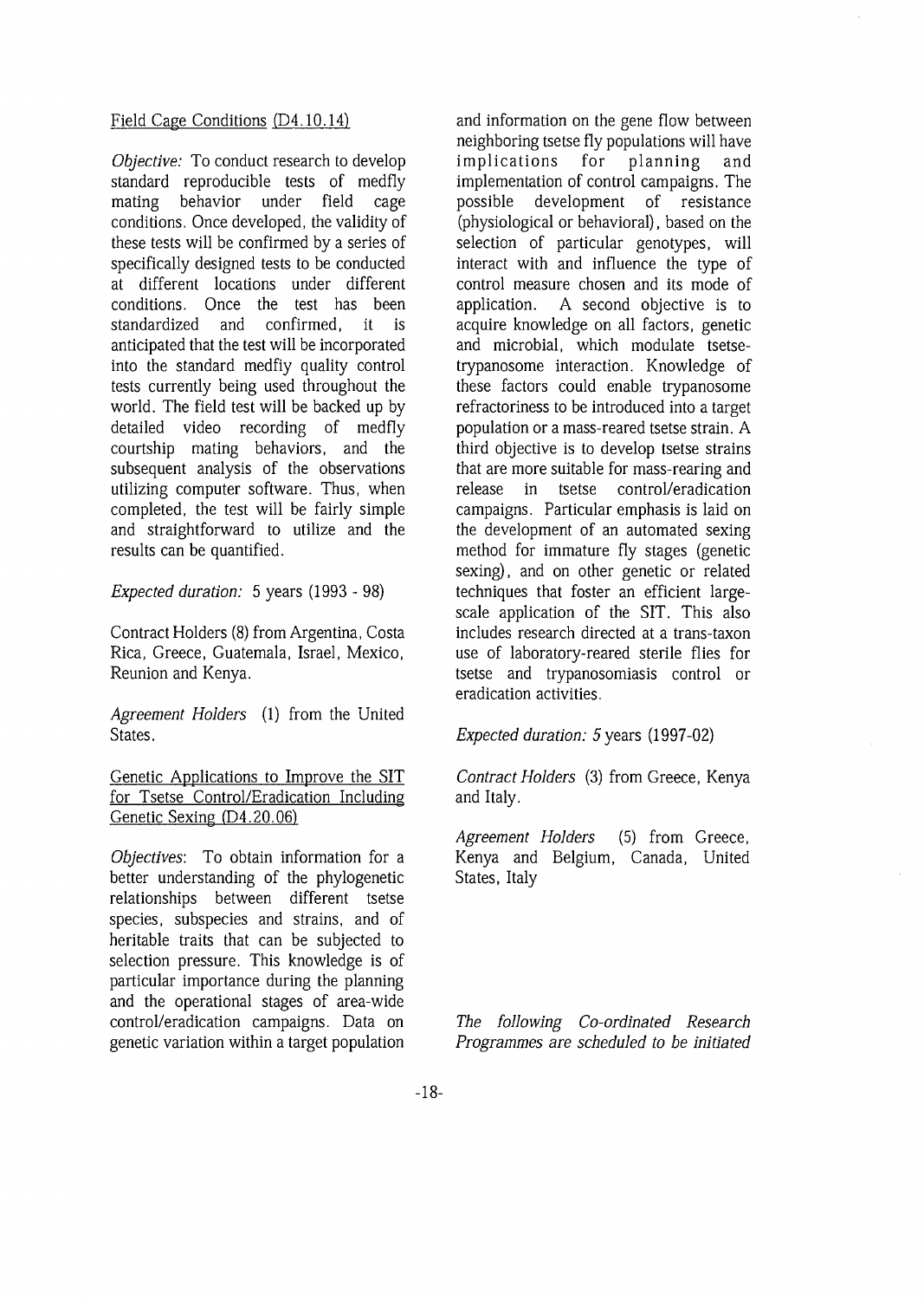Field Cage Conditions (D4.10.14)

*Objective:* To conduct research to develop standard reproducible tests of medfly mating behavior under field cage conditions. Once developed, the validity of these tests will be confirmed by a series of specifically designed tests to be conducted at different locations under different conditions. Once the test has been standardized and confirmed, it is anticipated that the test will be incorporated into the standard medfly quality control tests currently being used throughout the world. The field test will be backed up by detailed video recording of medfly courtship mating behaviors, and the subsequent analysis of the observations utilizing computer software. Thus, when completed, the test will be fairly simple and straightforward to utilize and the results can be quantified.

*Expected duration:* 5 years (1993 - 98)

Contract Holders (8) from Argentina, Costa Rica, Greece, Guatemala, Israel, Mexico, Reunion and Kenya.

*Agreement Holders* (1) from the United States.

Genetic Applications to Improve the SIT for Tsetse Control/Eradication Including Genetic Sexing (D4.20.06)

*Objectives*: To obtain information for a better understanding of the phylogenetic relationships between different tsetse species, subspecies and strains, and of heritable traits that can be subjected to selection pressure. This knowledge is of particular importance during the planning and the operational stages of area-wide control/eradication campaigns. Data on genetic variation within a target population and information on the gene flow between neighboring tsetse fly populations will have implications for planning and implementation of control campaigns. The possible development of resistance (physiological or behavioral), based on the selection of particular genotypes, will interact with and influence the type of control measure chosen and its mode of application. A second objective is to acquire knowledge on all factors, genetic and microbial, which modulate tsetse-trypanosome interaction. Knowledge of these factors could enable trypanosome refractoriness to be introduced into a target population or a mass-reared tsetse strain. A third objective is to develop tsetse strains that are more suitable for mass-rearing and release in tsetse control/eradication campaigns. Particular emphasis is laid on the development of an automated sexing method for immature fly stages (genetic sexing), and on other genetic or related techniques that foster an efficient large-scale application of the SIT. This also includes research directed at a trans-taxon use of laboratory-reared sterile flies for tsetse and trypanosomiasis control or eradication activities.

*Expected duration: 5* years (1997-02)

*Contract Holders* (3) from Greece, Kenya and Italy.

*Agreement Holders* (5) from Greece, Kenya and Belgium, Canada, United States, Italy

*The following Co-ordinated Research Programmes are scheduled to be initiated*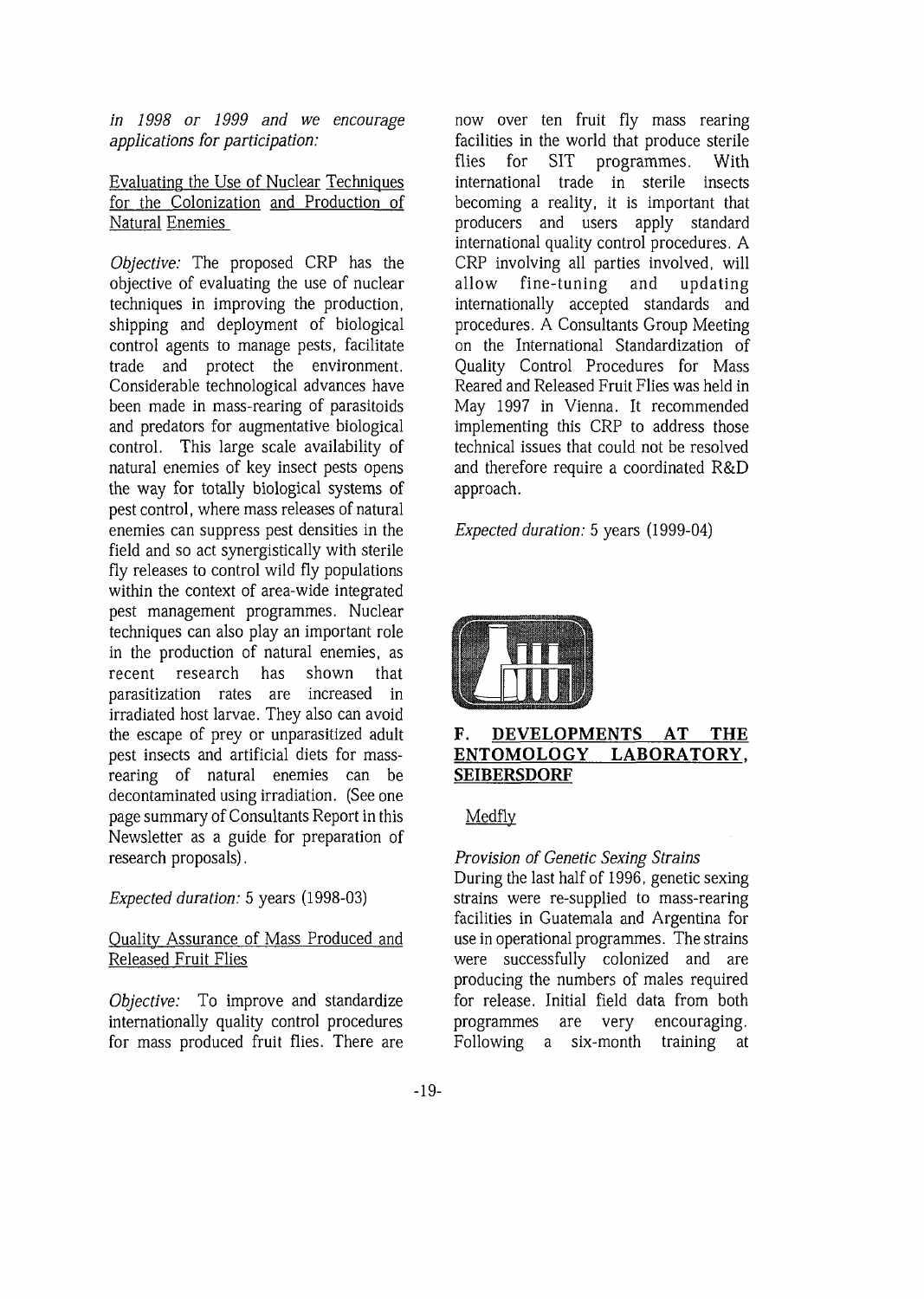*in 1998 or 1999 and we encourage applications for participation:*

Evaluating the Use of Nuclear Techniques for the Colonization and Production of Natural Enemies

*Objective:* The proposed CRP has the objective of evaluating the use of nuclear techniques in improving the production, shipping and deployment of biological control agents to manage pests, facilitate trade and protect the environment. Considerable technological advances have been made in mass-rearing of parasitoids and predators for augmentative biological control. This large scale availability of natural enemies of key insect pests opens the way for totally biological systems of pest control, where mass releases of natural enemies can suppress pest densities in the field and so act synergistically with sterile fly releases to control wild fly populations within the context of area-wide integrated pest management programmes. Nuclear techniques can also play an important role in the production of natural enemies, as recent research has shown that parasitization rates are increased in irradiated host larvae. They also can avoid the escape of prey or unparasitized adult pest insects and artificial diets for mass-rearing of natural enemies can be decontaminated using irradiation. (See one page summary of Consultants Report in this Newsletter as a guide for preparation of research proposals).

*Expected duration:* 5 years (1998-03)

Quality Assurance of Mass Produced and Released Fruit Flies

*Objective:* To improve and standardize internationally quality control procedures for mass produced fruit flies. There are now over ten fruit fly mass rearing facilities in the world that produce sterile flies for SIT programmes. With international trade in sterile insects becoming a reality, it is important that producers and users apply standard international quality control procedures. A CRP involving all parties involved, will allow fine-tuning and updating internationally accepted standards and procedures. A Consultants Group Meeting on the International Standardization of Quality Control Procedures for Mass Reared and Released Fruit Flies was held in May 1997 in Vienna. It recommended implementing this CRP to address those technical issues that could not be resolved and therefore require a coordinated R&D approach.

*Expected duration:* 5 years (1999-04)

## F. DEVELOPMENTS AT THE ENTOMOLOGY LABORATORY, SEIBERSDORF

### Medfly

*Provision of Genetic Sexing Strains*

During the last half of 1996, genetic sexing strains were re-supplied to mass-rearing facilities in Guatemala and Argentina for use in operational programmes. The strains were successfully colonized and are producing the numbers of males required for release. Initial field data from both programmes are very encouraging. Following a six-month training at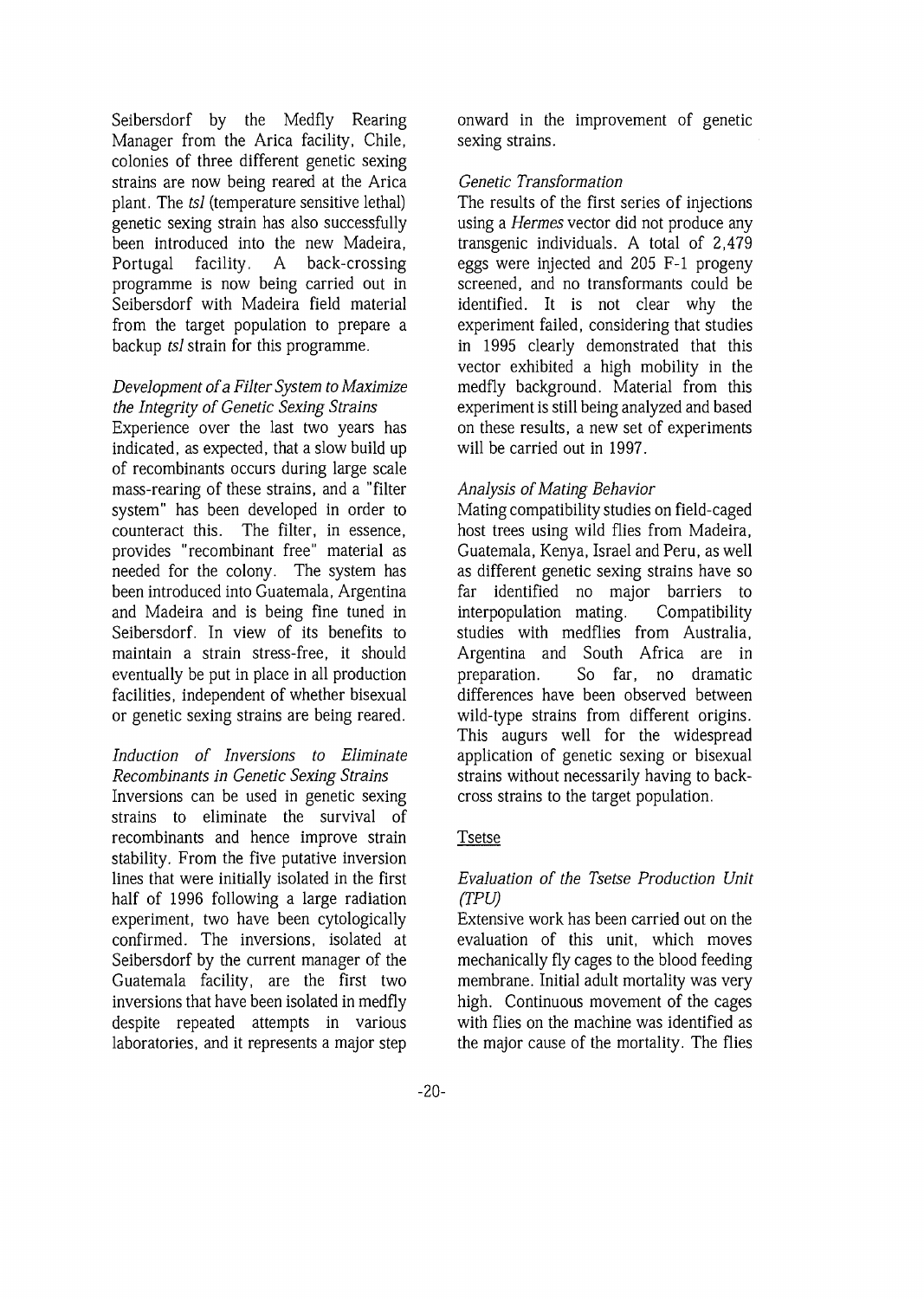Seibersdorf by the Medfly Rearing Manager from the Arica facility, Chile, colonies of three different genetic sexing strains are now being reared at the Arica plant. The *tsl* (temperature sensitive lethal) genetic sexing strain has also successfully been introduced into the new Madeira, Portugal facility. A back-crossing programme is now being carried out in Seibersdorf with Madeira field material from the target population to prepare a backup *tsl* strain for this programme.

*Development of a Filter System to Maximize the Integrity of Genetic Sexing Strains*

Experience over the last two years has indicated, as expected, that a slow build up of recombinants occurs during large scale mass-rearing of these strains, and a "filter system" has been developed in order to counteract this. The filter, in essence, provides "recombinant free" material as needed for the colony. The system has been introduced into Guatemala, Argentina and Madeira and is being fine tuned in Seibersdorf. In view of its benefits to maintain a strain stress-free, it should eventually be put in place in all production facilities, independent of whether bisexual or genetic sexing strains are being reared.

*Induction of Inversions to Eliminate Recombinants in Genetic Sexing Strains*

Inversions can be used in genetic sexing strains to eliminate the survival of recombinants and hence improve strain stability. From the five putative inversion lines that were initially isolated in the first half of 1996 following a large radiation experiment, two have been cytologically confirmed. The inversions, isolated at Seibersdorf by the current manager of the Guatemala facility, are the first two inversions that have been isolated in medfly despite repeated attempts in various laboratories, and it represents a major step onward in the improvement of genetic sexing strains.

*Genetic Transformation*

The results of the first series of injections using a *Hermes* vector did not produce any transgenic individuals. A total of 2,479 eggs were injected and 205 F-1 progeny screened, and no transformants could be identified. It is not clear why the experiment failed, considering that studies in 1995 clearly demonstrated that this vector exhibited a high mobility in the medfly background. Material from this experiment is still being analyzed and based on these results, a new set of experiments will be carried out in 1997.

*Analysis of Mating Behavior*

Mating compatibility studies on field-caged host trees using wild flies from Madeira, Guatemala, Kenya, Israel and Peru, as well as different genetic sexing strains have so far identified no major barriers to interpopulation mating. Compatibility studies with medflies from Australia, Argentina and South Africa are in preparation. So far, no dramatic differences have been observed between wild-type strains from different origins. This augurs well for the widespread application of genetic sexing or bisexual strains without necessarily having to back-cross strains to the target population.

Tsetse

*Evaluation of the Tsetse Production Unit (TPU)*

Extensive work has been carried out on the evaluation of this unit, which moves mechanically fly cages to the blood feeding membrane. Initial adult mortality was very high. Continuous movement of the cages with flies on the machine was identified as the major cause of the mortality. The flies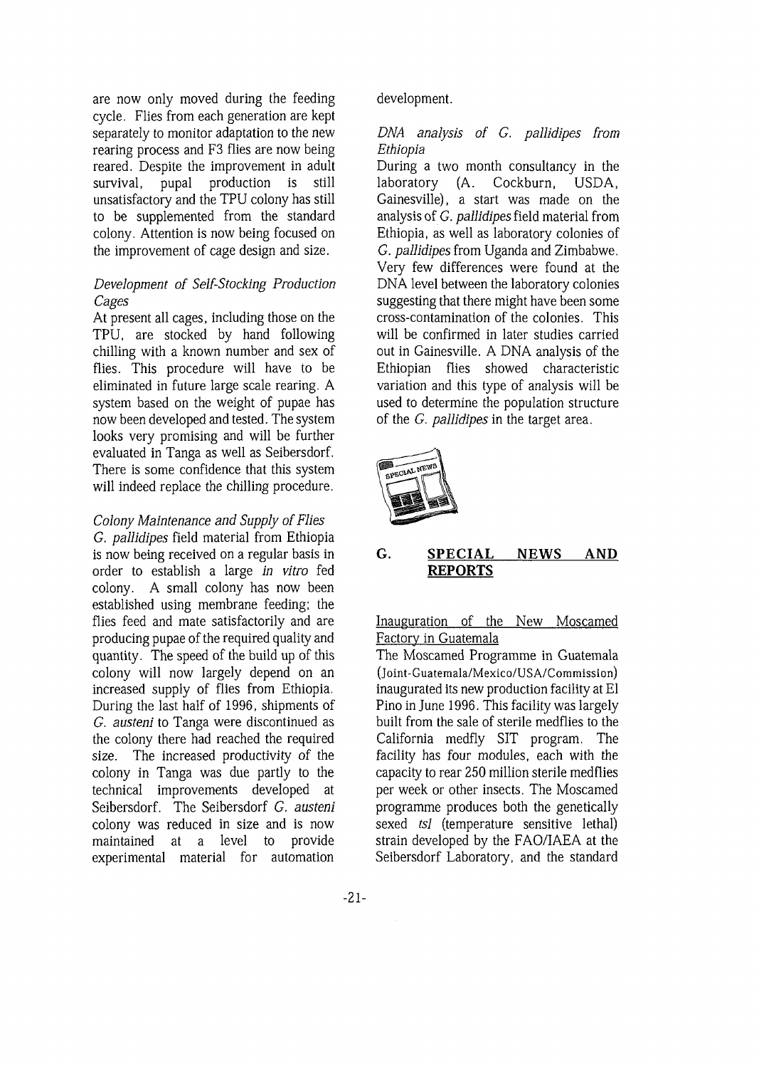are now only moved during the feeding cycle. Flies from each generation are kept separately to monitor adaptation to the new rearing process and F3 flies are now being reared. Despite the improvement in adult survival, pupal production is still unsatisfactory and the TPU colony has still to be supplemented from the standard colony. Attention is now being focused on the improvement of cage design and size.

*Development of Self-Stocking Production Cages*

At present all cages, including those on the TPU, are stocked by hand following chilling with a known number and sex of flies. This procedure will have to be eliminated in future large scale rearing. A system based on the weight of pupae has now been developed and tested. The system looks very promising and will be further evaluated in Tanga as well as Seibersdorf. There is some confidence that this system will indeed replace the chilling procedure.

*Colony Maintenance and Supply of Flies*

*G. pallidipes* field material from Ethiopia is now being received on a regular basis in order to establish a large *in vitro* fed colony. A small colony has now been established using membrane feeding; the flies feed and mate satisfactorily and are producing pupae of the required quality and quantity. The speed of the build up of this colony will now largely depend on an increased supply of flies from Ethiopia. During the last half of 1996, shipments of *G. austeni* to Tanga were discontinued as the colony there had reached the required size. The increased productivity of the colony in Tanga was due partly to the technical improvements developed at Seibersdorf. The Seibersdorf *G. austeni* colony was reduced in size and is now maintained at a level to provide experimental material for automation development.

*DNA analysis of G. pallidipes from Ethiopia*

During a two month consultancy in the laboratory (A. Cockburn, USDA, Gainesville), a start was made on the analysis of *G. pallidipes* field material from Ethiopia, as well as laboratory colonies of *G. pallidipes* from Uganda and Zimbabwe. Very few differences were found at the DNA level between the laboratory colonies suggesting that there might have been some cross-contamination of the colonies. This will be confirmed in later studies carried out in Gainesville. A DNA analysis of the Ethiopian flies showed characteristic variation and this type of analysis will be used to determine the population structure of the *G. pallidipes* in the target area.

## G. **SPECIAL NEWS AND REPORTS**

Inauguration of the New Moscamed Factory in Guatemala

The Moscamed Programme in Guatemala (Joint-Guatemala/Mexico/USA/Commission) inaugurated its new production facility at El Pino in June 1996. This facility was largely built from the sale of sterile medflies to the California medfly SIT program. The facility has four modules, each with the capacity to rear 250 million sterile medflies per week or other insects. The Moscamed programme produces both the genetically sexed *tsl* (temperature sensitive lethal) strain developed by the FAO/IAEA at the Seibersdorf Laboratory, and the standard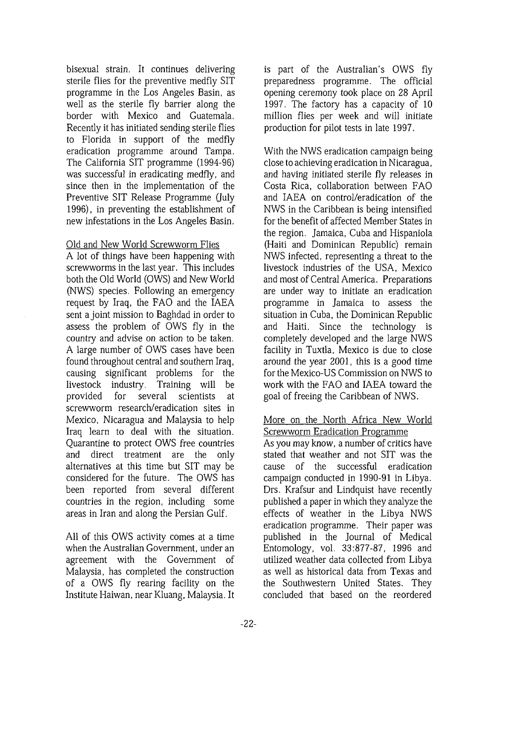bisexual strain. It continues delivering sterile flies for the preventive medfly SIT programme in the Los Angeles Basin, as well as the sterile fly barrier along the border with Mexico and Guatemala. Recently it has initiated sending sterile flies to Florida in support of the medfly eradication programme around Tampa. The California SIT programme (1994-96) was successful in eradicating medfly, and since then in the implementation of the Preventive SIT Release Programme (July 1996), in preventing the establishment of new infestations in the Los Angeles Basin.

Old and New World Screwworm Flies

A lot of things have been happening with screwworms in the last year. This includes both the Old World (OWS) and New World (NWS) species. Following an emergency request by Iraq, the FAO and the IAEA sent a joint mission to Baghdad in order to assess the problem of OWS fly in the country and advise on action to be taken. A large number of OWS cases have been found throughout central and southern Iraq, causing significant problems for the livestock industry. Training will be provided for several scientists at screwworm research/eradication sites in Mexico, Nicaragua and Malaysia to help Iraq learn to deal with the situation. Quarantine to protect OWS free countries and direct treatment are the only alternatives at this time but SIT may be considered for the future. The OWS has been reported from several different countries in the region, including some areas in Iran and along the Persian Gulf.

All of this OWS activity comes at a time when the Australian Government, under an agreement with the Government of Malaysia, has completed the construction of a OWS fly rearing facility on the Institute Haiwan, near Kluang, Malaysia. It is part of the Australian's OWS fly preparedness programme. The official opening ceremony took place on 28 April 1997. The factory has a capacity of 10 million flies per week and will initiate production for pilot tests in late 1997.

With the NWS eradication campaign being close to achieving eradication in Nicaragua, and having initiated sterile fly releases in Costa Rica, collaboration between FAO and IAEA on control/eradication of the NWS in the Caribbean is being intensified for the benefit of affected Member States in the region. Jamaica, Cuba and Hispaniola (Haiti and Dominican Republic) remain NWS infected, representing a threat to the livestock industries of the USA, Mexico and most of Central America. Preparations are under way to initiate an eradication programme in Jamaica to assess the situation in Cuba, the Dominican Republic and Haiti. Since the technology is completely developed and the large NWS facility in Tuxtla, Mexico is due to close around the year 2001, this is a good time for the Mexico-US Commission on NWS to work with the FAO and IAEA toward the goal of freeing the Caribbean of NWS.

More on the North Africa New World Screwworm Eradication Programme

As you may know, a number of critics have stated that weather and not SIT was the cause of the successful eradication campaign conducted in 1990-91 in Libya. Drs. Krafsur and Lindquist have recently published a paper in which they analyze the effects of weather in the Libya NWS eradication programme. Their paper was published in the Journal of Medical Entomology, vol. 33:877-87, 1996 and utilized weather data collected from Libya as well as historical data from Texas and the Southwestern United States. They concluded that based on the reordered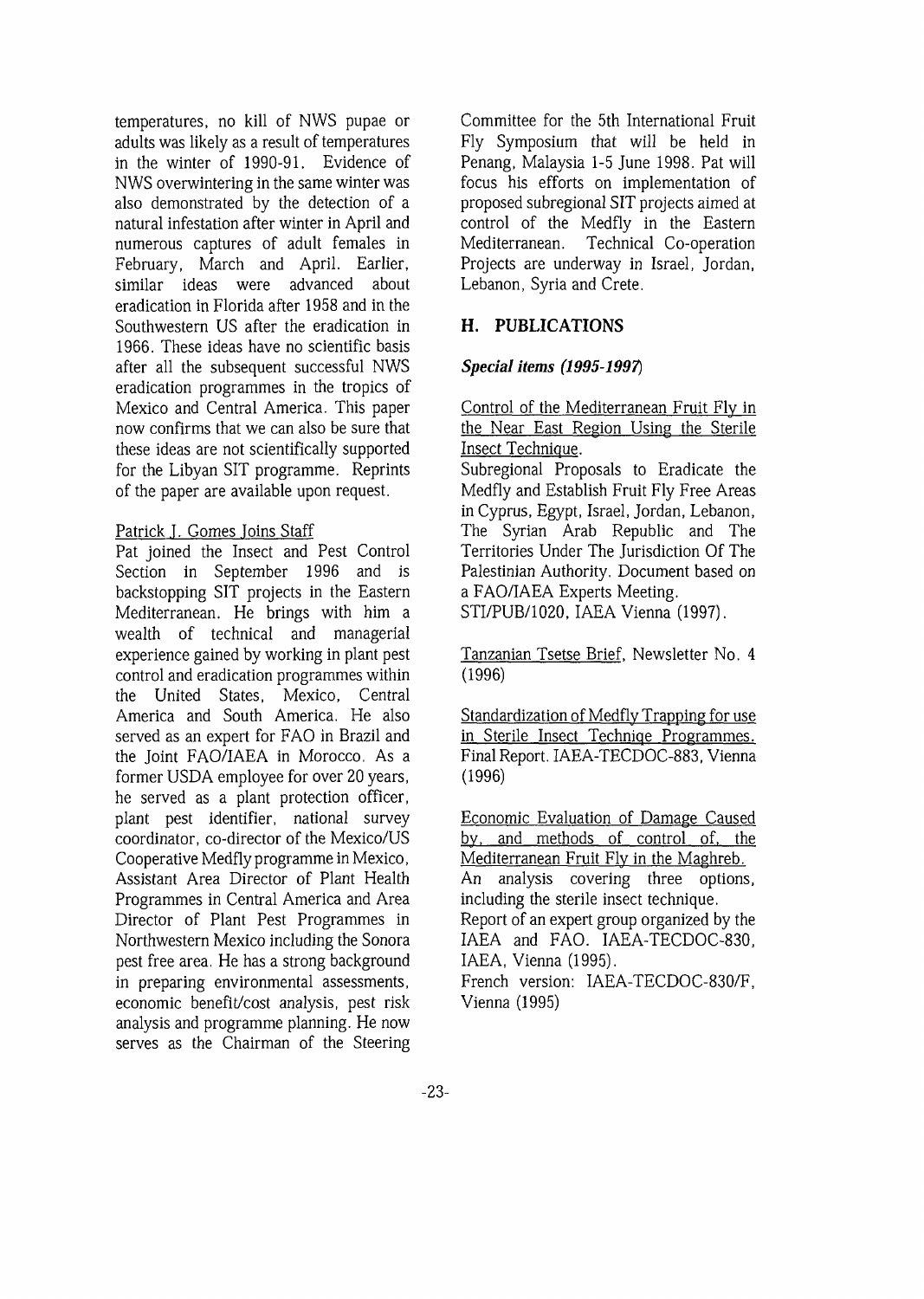temperatures, no kill of NWS pupae or adults was likely as a result of temperatures in the winter of 1990-91. Evidence of NWS overwintering in the same winter was also demonstrated by the detection of a natural infestation after winter in April and numerous captures of adult females in February, March and April. Earlier, similar ideas were advanced about eradication in Florida after 1958 and in the Southwestern US after the eradication in 1966. These ideas have no scientific basis after all the subsequent successful NWS eradication programmes in the tropics of Mexico and Central America. This paper now confirms that we can also be sure that these ideas are not scientifically supported for the Libyan SIT programme. Reprints of the paper are available upon request.

Patrick J. Gomes Joins Staff

Pat joined the Insect and Pest Control Section in September 1996 and is backstopping SIT projects in the Eastern Mediterranean. He brings with him a wealth of technical and managerial experience gained by working in plant pest control and eradication programmes within the United States, Mexico, Central America and South America. He also served as an expert for FAO in Brazil and the Joint FAO/IAEA in Morocco. As a former USDA employee for over 20 years, he served as a plant protection officer, plant pest identifier, national survey coordinator, co-director of the Mexico/US Cooperative Medfly programme in Mexico, Assistant Area Director of Plant Health Programmes in Central America and Area Director of Plant Pest Programmes in Northwestern Mexico including the Sonora pest free area. He has a strong background in preparing environmental assessments, economic benefit/cost analysis, pest risk analysis and programme planning. He now serves as the Chairman of the Steering Committee for the 5th International Fruit Fly Symposium that will be held in Penang, Malaysia 1-5 June 1998. Pat will focus his efforts on implementation of proposed subregional SIT projects aimed at control of the Medfly in the Eastern Mediterranean. Technical Co-operation Projects are underway in Israel, Jordan, Lebanon, Syria and Crete.

## H. PUBLICATIONS

### *Special items (1995-1997)*

Control of the Mediterranean Fruit Fly in the Near East Region Using the Sterile Insect Technique.
Subregional Proposals to Eradicate the Medfly and Establish Fruit Fly Free Areas in Cyprus, Egypt, Israel, Jordan, Lebanon, The Syrian Arab Republic and The Territories Under The Jurisdiction Of The Palestinian Authority. Document based on a FAO/IAEA Experts Meeting.
STI/PUB/1020, IAEA Vienna (1997).

Tanzanian Tsetse Brief, Newsletter No. 4 (1996)

Standardization of Medfly Trapping for use in Sterile Insect Techniqe Programmes. Final Report. IAEA-TECDOC-883, Vienna (1996)

Economic Evaluation of Damage Caused by, and methods of control of, the Mediterranean Fruit Fly in the Maghreb.
An analysis covering three options, including the sterile insect technique.
Report of an expert group organized by the IAEA and FAO. IAEA-TECDOC-830, IAEA, Vienna (1995).
French version: IAEA-TECDOC-830/F, Vienna (1995)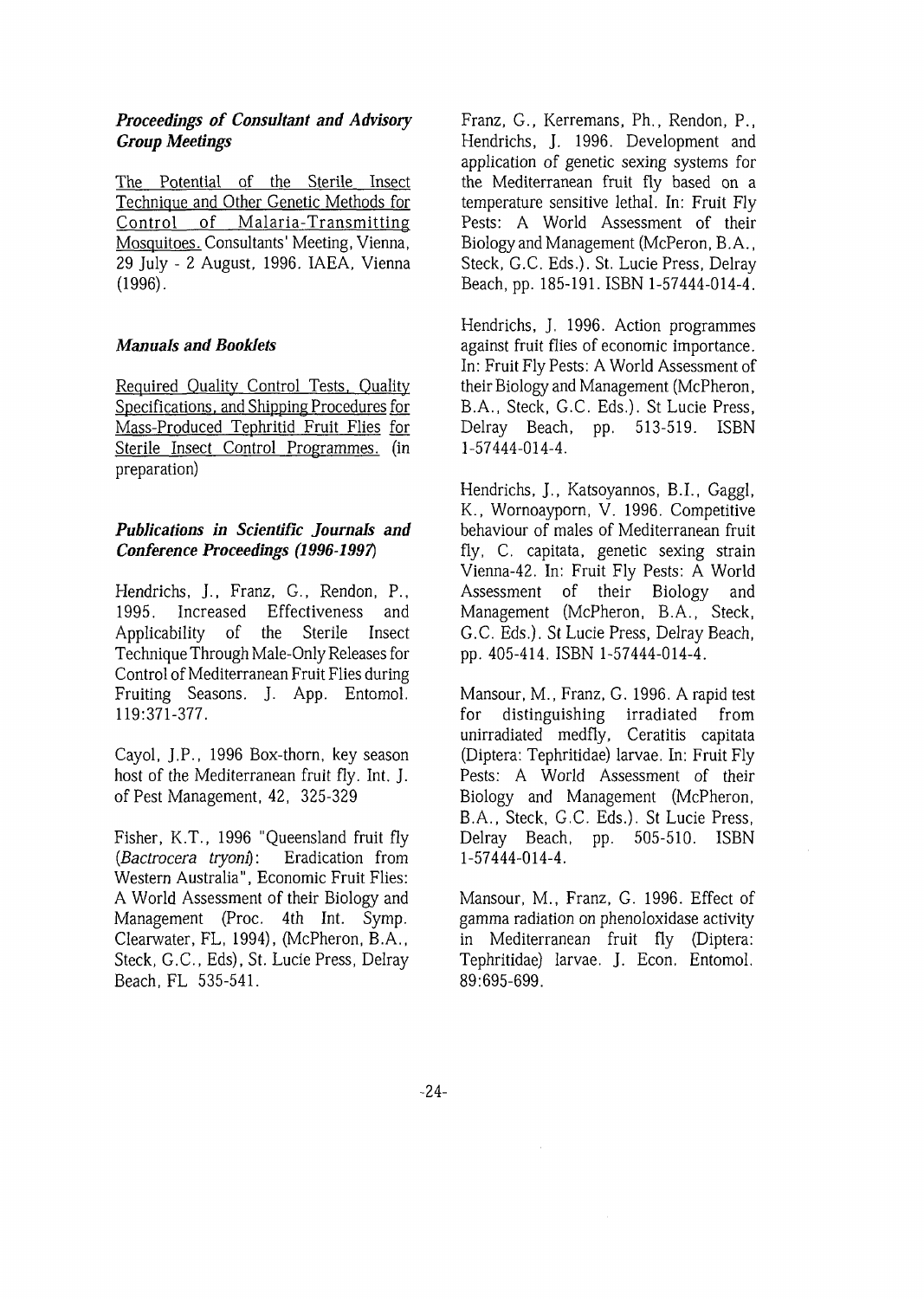### *Proceedings of Consultant and Advisory Group Meetings*

The Potential of the Sterile Insect Technique and Other Genetic Methods for Control of Malaria-Transmitting Mosquitoes. Consultants' Meeting, Vienna, 29 July - 2 August, 1996. IAEA, Vienna (1996).

### *Manuals and Booklets*

Required Quality Control Tests, Quality Specifications, and Shipping Procedures for Mass-Produced Tephritid Fruit Flies for Sterile Insect Control Programmes. (in preparation)

### *Publications in Scientific Journals and Conference Proceedings (1996-1997)*

Hendrichs, J., Franz, G., Rendon, P., 1995. Increased Effectiveness and Applicability of the Sterile Insect Technique Through Male-Only Releases for Control of Mediterranean Fruit Flies during Fruiting Seasons. J. App. Entomol. 119:371-377.

Cayol, J.P., 1996 Box-thorn, key season host of the Mediterranean fruit fly. Int. J. of Pest Management, 42, 325-329

Fisher, K.T., 1996 "Queensland fruit fly (*Bactrocera tryoni*): Eradication from Western Australia", Economic Fruit Flies: A World Assessment of their Biology and Management (Proc. 4th Int. Symp. Clearwater, FL, 1994), (McPheron, B.A., Steck, G.C., Eds), St. Lucie Press, Delray Beach, FL 535-541.

Franz, G., Kerremans, Ph., Rendon, P., Hendrichs, J. 1996. Development and application of genetic sexing systems for the Mediterranean fruit fly based on a temperature sensitive lethal. In: Fruit Fly Pests: A World Assessment of their Biology and Management (McPeron, B.A., Steck, G.C. Eds.). St. Lucie Press, Delray Beach, pp. 185-191. ISBN 1-57444-014-4.

Hendrichs, J. 1996. Action programmes against fruit flies of economic importance. In: Fruit Fly Pests: A World Assessment of their Biology and Management (McPheron, B.A., Steck, G.C. Eds.). St Lucie Press, Delray Beach, pp. 513-519. ISBN 1-57444-014-4.

Hendrichs, J., Katsoyannos, B.I., Gaggl, K., Wornoayporn, V. 1996. Competitive behaviour of males of Mediterranean fruit fly, C. capitata, genetic sexing strain Vienna-42. In: Fruit Fly Pests: A World Assessment of their Biology and Management (McPheron, B.A., Steck, G.C. Eds.). St Lucie Press, Delray Beach, pp. 405-414. ISBN 1-57444-014-4.

Mansour, M., Franz, G. 1996. A rapid test for distinguishing irradiated from unirradiated medfly, Ceratitis capitata (Diptera: Tephritidae) larvae. In: Fruit Fly Pests: A World Assessment of their Biology and Management (McPheron, B.A., Steck, G.C. Eds.). St Lucie Press, Delray Beach, pp. 505-510. ISBN 1-57444-014-4.

Mansour, M., Franz, G. 1996. Effect of gamma radiation on phenoloxidase activity in Mediterranean fruit fly (Diptera: Tephritidae) larvae. J. Econ. Entomol. 89:695-699.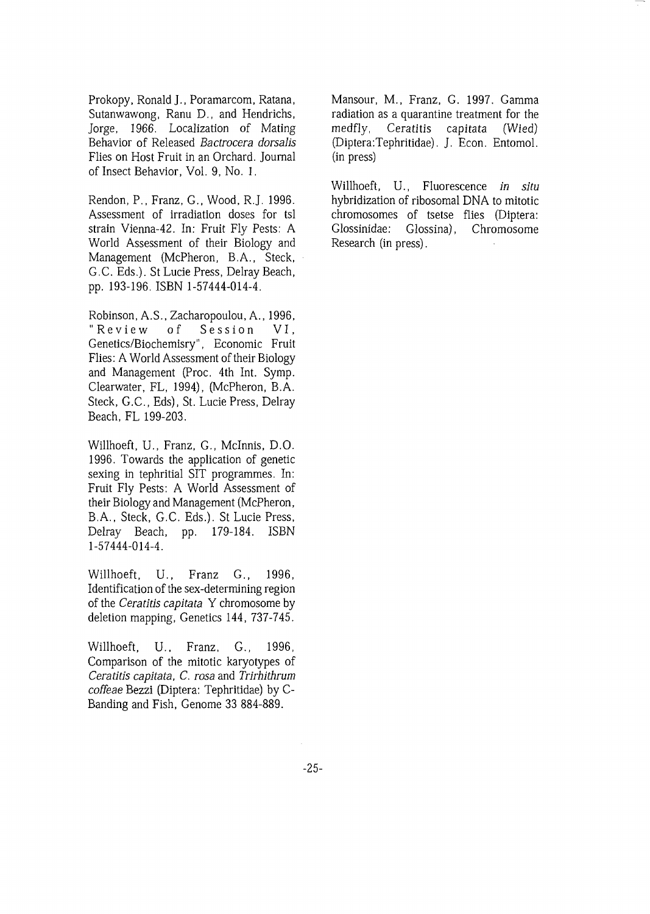Prokopy, Ronald J., Poramarcom, Ratana, Sutanwawong, Ranu D., and Hendrichs, Jorge, 1966. Localization of Mating Behavior of Released *Bactrocera dorsalis* Flies on Host Fruit in an Orchard. Journal of Insect Behavior, Vol. 9, No. 1.

Rendon, P., Franz, G., Wood, R.J. 1996. Assessment of irradiation doses for tsl strain Vienna-42. In: Fruit Fly Pests: A World Assessment of their Biology and Management (McPheron, B.A., Steck, G.C. Eds.). St Lucie Press, Delray Beach, pp. 193-196. ISBN 1-57444-014-4.

Robinson, A.S., Zacharopoulou, A., 1996, "Review of Session VI, Genetics/Biochemisry", Economic Fruit Flies: A World Assessment of their Biology and Management (Proc. 4th Int. Symp. Clearwater, FL, 1994), (McPheron, B.A. Steck, G.C., Eds), St. Lucie Press, Delray Beach, FL 199-203.

Willhoeft, U., Franz, G., McInnis, D.O. 1996. Towards the application of genetic sexing in tephritial SIT programmes. In: Fruit Fly Pests: A World Assessment of their Biology and Management (McPheron, B.A., Steck, G.C. Eds.). St Lucie Press, Delray Beach, pp. 179-184. ISBN 1-57444-014-4.

Willhoeft, U., Franz G., 1996, Identification of the sex-determining region of the *Ceratitis capitata* Y chromosome by deletion mapping, Genetics 144, 737-745.

Willhoeft, U., Franz, G., 1996, Comparison of the mitotic karyotypes of *Ceratitis capitata*, *C. rosa* and *Trirhithrum coffeae* Bezzi (Diptera: Tephritidae) by C-Banding and Fish, Genome 33 884-889.

Mansour, M., Franz, G. 1997. Gamma radiation as a quarantine treatment for the medfly, *Ceratitis capitata* (Wied) (Diptera:Tephritidae). J. Econ. Entomol. (in press)

Willhoeft, U., Fluorescence *in situ* hybridization of ribosomal DNA to mitotic chromosomes of tsetse flies (Diptera: Glossinidae: Glossina), Chromosome Research (in press).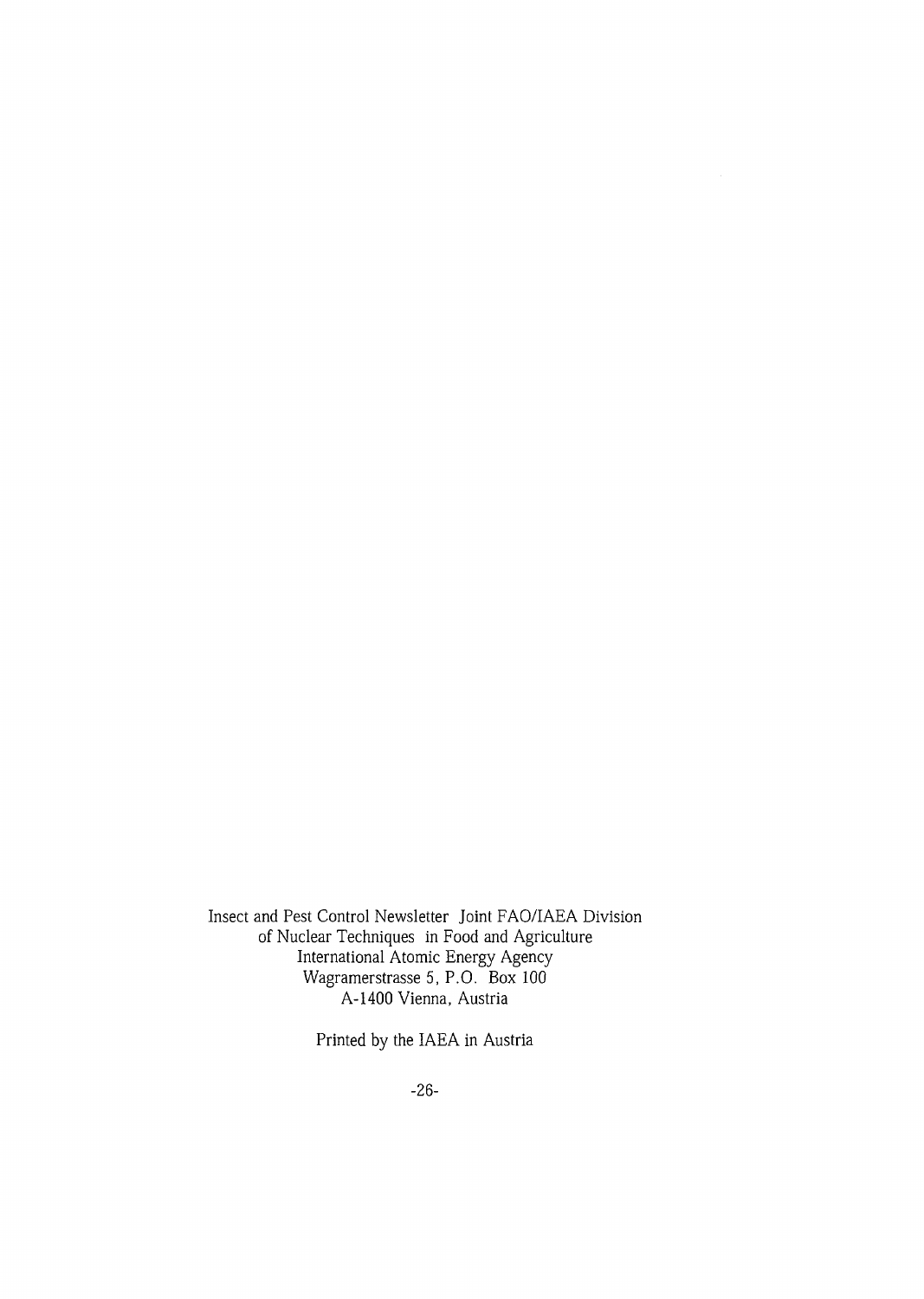Insect and Pest Control Newsletter Joint FAO/IAEA Division
of Nuclear Techniques in Food and Agriculture
International Atomic Energy Agency
Wagramerstrasse 5, P.O. Box 100
A-1400 Vienna, Austria

Printed by the IAEA in Austria